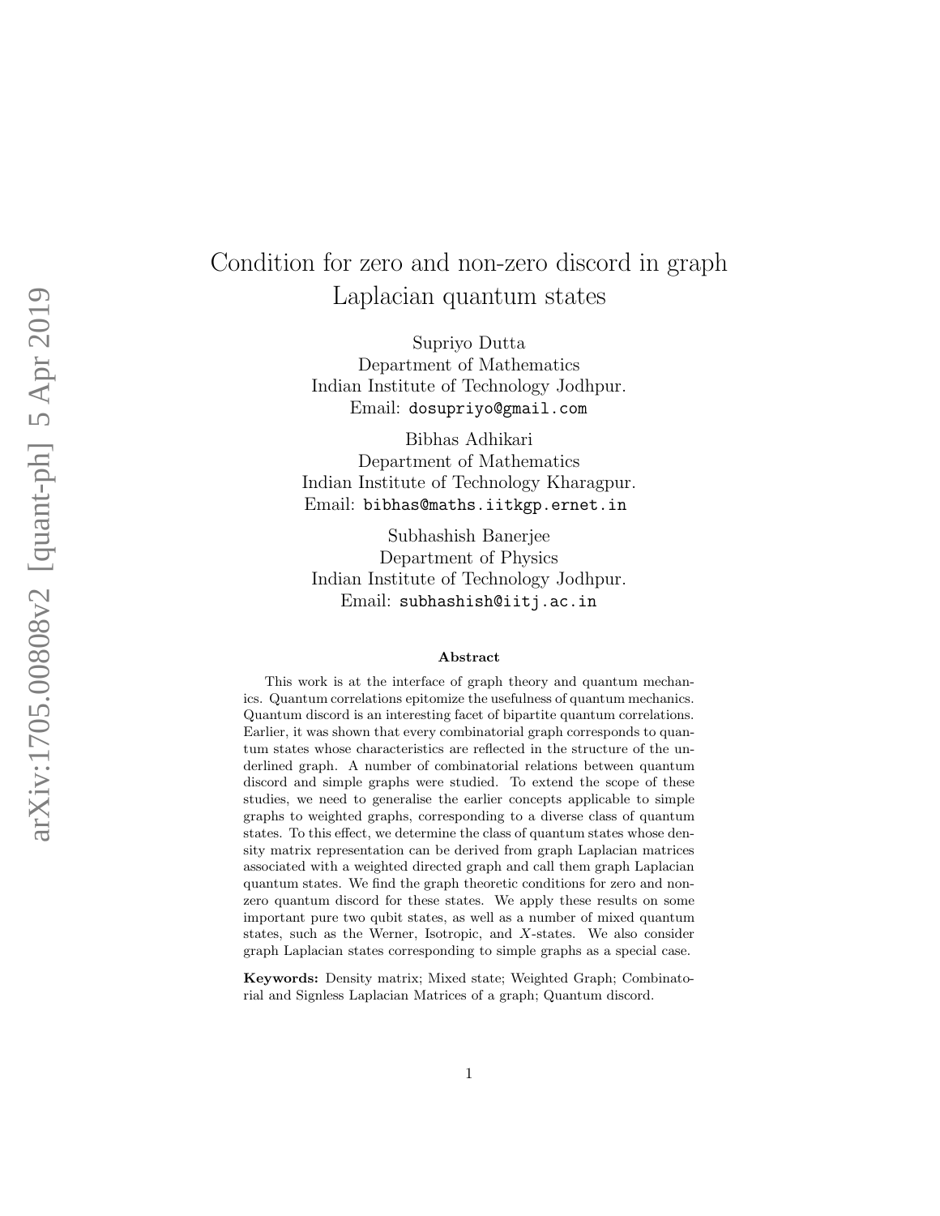# Condition for zero and non-zero discord in graph Laplacian quantum states

Supriyo Dutta
Department of Mathematics
Indian Institute of Technology Jodhpur.
Email: `dosupriyo@gmail.com`

Bibhas Adhikari
Department of Mathematics
Indian Institute of Technology Kharagpur.
Email: `bibhas@maths.iitkgp.ernet.in`

Subhashish Banerjee
Department of Physics
Indian Institute of Technology Jodhpur.
Email: `subhashish@iitj.ac.in`

### Abstract

This work is at the interface of graph theory and quantum mechanics. Quantum correlations epitomize the usefulness of quantum mechanics. Quantum discord is an interesting facet of bipartite quantum correlations. Earlier, it was shown that every combinatorial graph corresponds to quantum states whose characteristics are reflected in the structure of the underlined graph. A number of combinatorial relations between quantum discord and simple graphs were studied. To extend the scope of these studies, we need to generalise the earlier concepts applicable to simple graphs to weighted graphs, corresponding to a diverse class of quantum states. To this effect, we determine the class of quantum states whose density matrix representation can be derived from graph Laplacian matrices associated with a weighted directed graph and call them graph Laplacian quantum states. We find the graph theoretic conditions for zero and non-zero quantum discord for these states. We apply these results on some important pure two qubit states, as well as a number of mixed quantum states, such as the Werner, Isotropic, and $X$-states. We also consider graph Laplacian states corresponding to simple graphs as a special case.

**Keywords:** Density matrix; Mixed state; Weighted Graph; Combinatorial and Signless Laplacian Matrices of a graph; Quantum discord.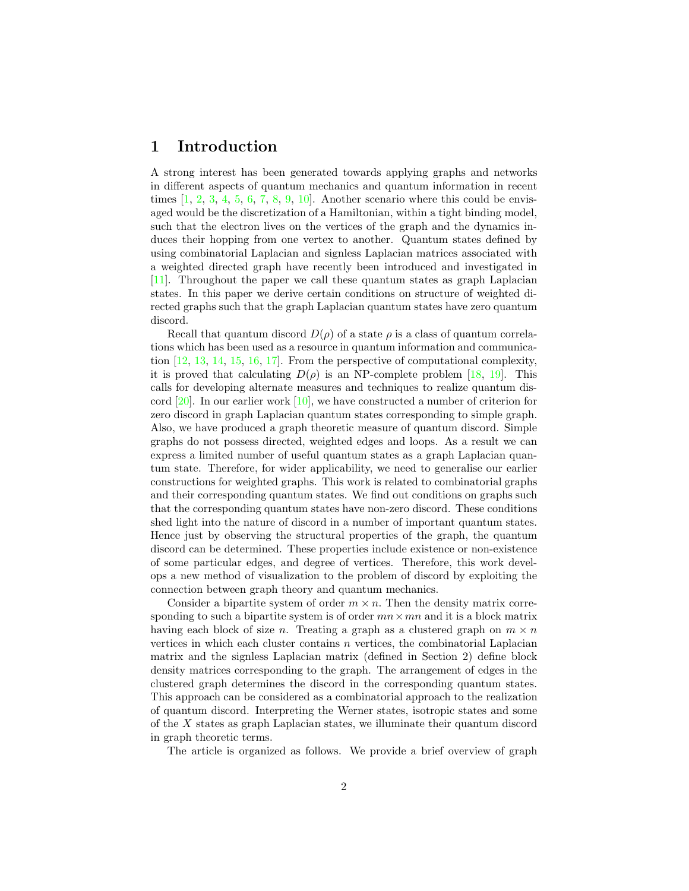# 1 Introduction

A strong interest has been generated towards applying graphs and networks in different aspects of quantum mechanics and quantum information in recent times [1, 2, 3, 4, 5, 6, 7, 8, 9, 10]. Another scenario where this could be envisaged would be the discretization of a Hamiltonian, within a tight binding model, such that the electron lives on the vertices of the graph and the dynamics induces their hopping from one vertex to another. Quantum states defined by using combinatorial Laplacian and signless Laplacian matrices associated with a weighted directed graph have recently been introduced and investigated in [11]. Throughout the paper we call these quantum states as graph Laplacian states. In this paper we derive certain conditions on structure of weighted directed graphs such that the graph Laplacian quantum states have zero quantum discord.

Recall that quantum discord $D(\rho)$ of a state $\rho$ is a class of quantum correlations which has been used as a resource in quantum information and communication [12, 13, 14, 15, 16, 17]. From the perspective of computational complexity, it is proved that calculating $D(\rho)$ is an NP-complete problem [18, 19]. This calls for developing alternate measures and techniques to realize quantum discord [20]. In our earlier work [10], we have constructed a number of criterion for zero discord in graph Laplacian quantum states corresponding to simple graph. Also, we have produced a graph theoretic measure of quantum discord. Simple graphs do not possess directed, weighted edges and loops. As a result we can express a limited number of useful quantum states as a graph Laplacian quantum state. Therefore, for wider applicability, we need to generalise our earlier constructions for weighted graphs. This work is related to combinatorial graphs and their corresponding quantum states. We find out conditions on graphs such that the corresponding quantum states have non-zero discord. These conditions shed light into the nature of discord in a number of important quantum states. Hence just by observing the structural properties of the graph, the quantum discord can be determined. These properties include existence or non-existence of some particular edges, and degree of vertices. Therefore, this work develops a new method of visualization to the problem of discord by exploiting the connection between graph theory and quantum mechanics.

Consider a bipartite system of order $m \times n$. Then the density matrix corresponding to such a bipartite system is of order $mn \times mn$ and it is a block matrix having each block of size $n$. Treating a graph as a clustered graph on $m \times n$ vertices in which each cluster contains $n$ vertices, the combinatorial Laplacian matrix and the signless Laplacian matrix (defined in Section 2) define block density matrices corresponding to the graph. The arrangement of edges in the clustered graph determines the discord in the corresponding quantum states. This approach can be considered as a combinatorial approach to the realization of quantum discord. Interpreting the Werner states, isotropic states and some of the $X$ states as graph Laplacian states, we illuminate their quantum discord in graph theoretic terms.

The article is organized as follows. We provide a brief overview of graph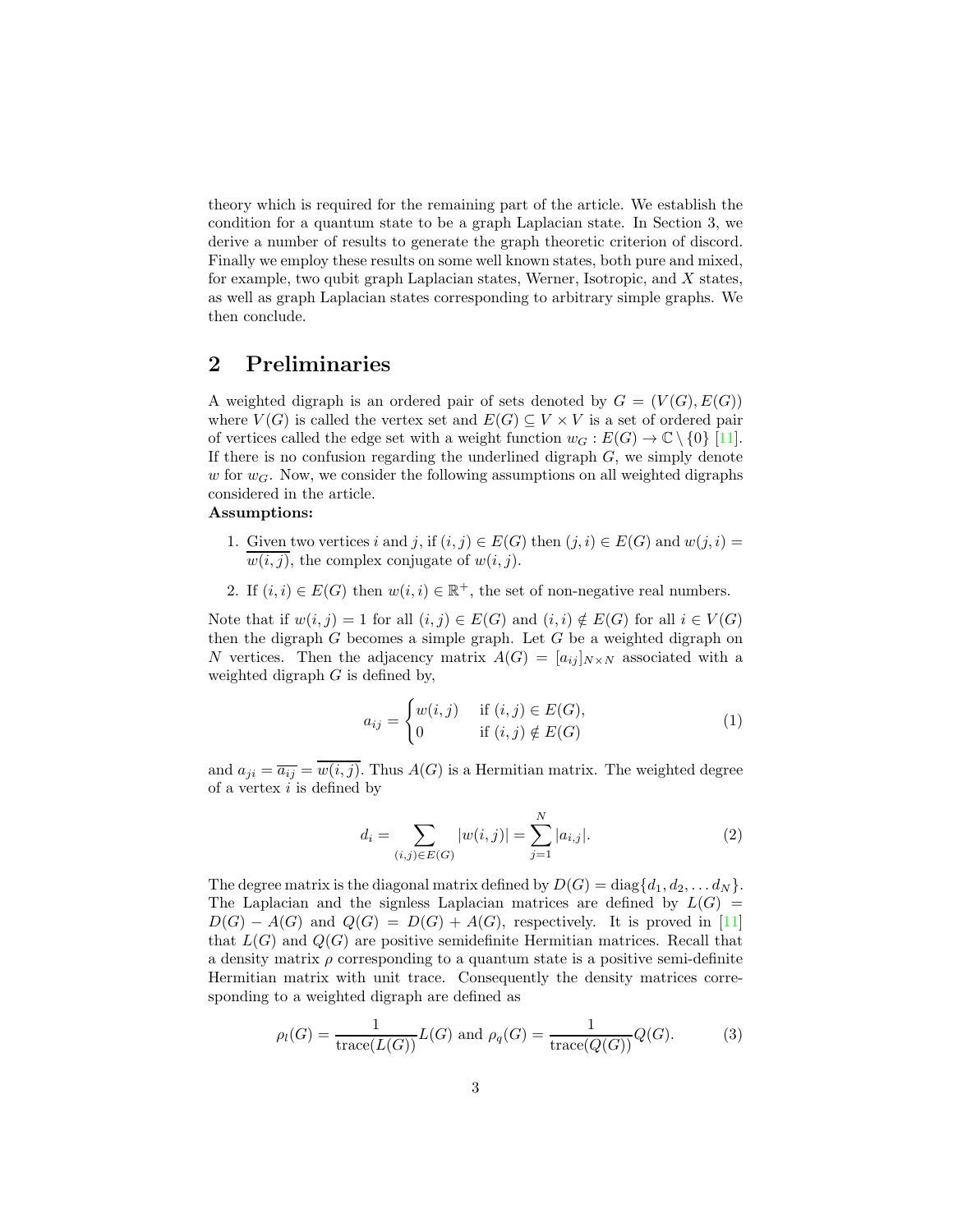theory which is required for the remaining part of the article. We establish the condition for a quantum state to be a graph Laplacian state. In Section 3, we derive a number of results to generate the graph theoretic criterion of discord. Finally we employ these results on some well known states, both pure and mixed, for example, two qubit graph Laplacian states, Werner, Isotropic, and $X$ states, as well as graph Laplacian states corresponding to arbitrary simple graphs. We then conclude.

## 2 Preliminaries

A weighted digraph is an ordered pair of sets denoted by $G = (V(G), E(G))$ where $V(G)$ is called the vertex set and $E(G) \subseteq V \times V$ is a set of ordered pair of vertices called the edge set with a weight function $w_G : E(G) \to \mathbb{C} \setminus \{0\}$ [11]. If there is no confusion regarding the underlined digraph $G$, we simply denote $w$ for $w_G$. Now, we consider the following assumptions on all weighted digraphs considered in the article.

**Assumptions:**

1. Given two vertices $i$ and $j$, if $(i, j) \in E(G)$ then $(j, i) \in E(G)$ and $w(j, i) = \overline{w(i, j)}$, the complex conjugate of $w(i, j)$.
2. If $(i, i) \in E(G)$ then $w(i, i) \in \mathbb{R}^+$, the set of non-negative real numbers.

Note that if $w(i, j) = 1$ for all $(i, j) \in E(G)$ and $(i, i) \notin E(G)$ for all $i \in V(G)$ then the digraph $G$ becomes a simple graph. Let $G$ be a weighted digraph on $N$ vertices. Then the adjacency matrix $A(G) = [a_{ij}]_{N\times N}$ associated with a weighted digraph $G$ is defined by,

$$a_{ij} = \begin{cases} w(i, j) & \text{if } (i, j) \in E(G), \\ 0 & \text{if } (i, j) \notin E(G) \end{cases} \tag{1}$$

and $a_{ji} = \overline{a_{ij}} = \overline{w(i, j)}$. Thus $A(G)$ is a Hermitian matrix. The weighted degree of a vertex $i$ is defined by

$$d_i = \sum_{(i,j)\in E(G)} |w(i, j)| = \sum_{j=1}^{N} |a_{i,j}|. \tag{2}$$

The degree matrix is the diagonal matrix defined by $D(G) = \text{diag}\{d_1, d_2, \dots d_N\}$. The Laplacian and the signless Laplacian matrices are defined by $L(G) = D(G) - A(G)$ and $Q(G) = D(G) + A(G)$, respectively. It is proved in [11] that $L(G)$ and $Q(G)$ are positive semidefinite Hermitian matrices. Recall that a density matrix $\rho$ corresponding to a quantum state is a positive semi-definite Hermitian matrix with unit trace. Consequently the density matrices corresponding to a weighted digraph are defined as

$$\rho_l(G) = \frac{1}{\text{trace}(L(G))} L(G) \text{ and } \rho_q(G) = \frac{1}{\text{trace}(Q(G))} Q(G). \tag{3}$$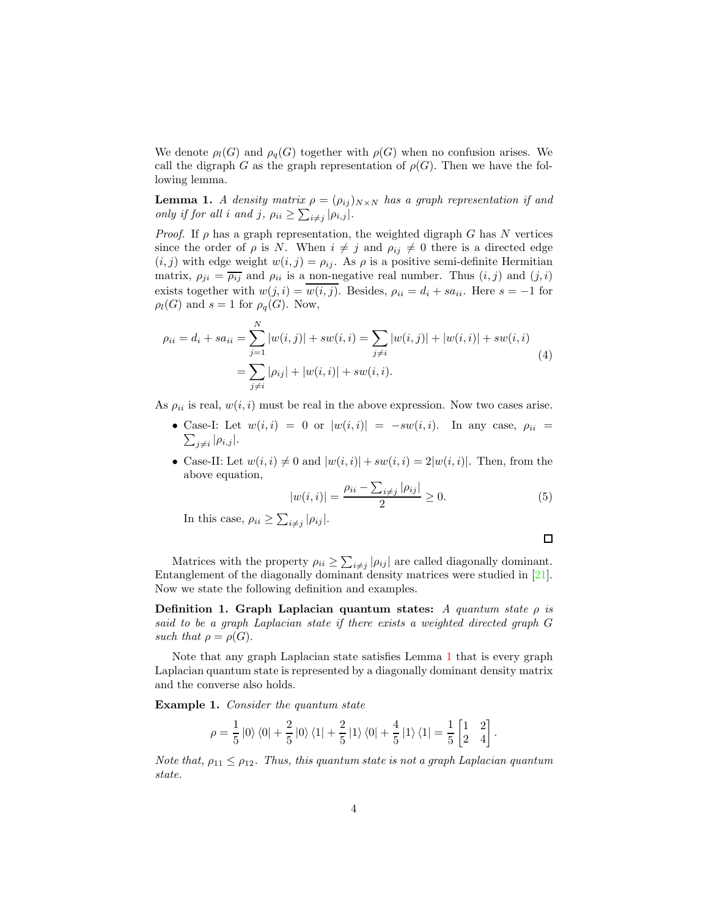We denote $\rho_l(G)$ and $\rho_q(G)$ together with $\rho(G)$ when no confusion arises. We call the digraph $G$ as the graph representation of $\rho(G)$. Then we have the following lemma.

**Lemma 1.** *A density matrix $\rho = (\rho_{ij})_{N\times N}$ has a graph representation if and only if for all $i$ and $j$, $\rho_{ii} \geq \sum_{i\neq j} |\rho_{i,j}|$.*

*Proof.* If $\rho$ has a graph representation, the weighted digraph $G$ has $N$ vertices since the order of $\rho$ is $N$. When $i \neq j$ and $\rho_{ij} \neq 0$ there is a directed edge $(i,j)$ with edge weight $w(i,j) = \rho_{ij}$. As $\rho$ is a positive semi-definite Hermitian matrix, $\rho_{ji} = \overline{\rho_{ij}}$ and $\rho_{ii}$ is a non-negative real number. Thus $(i,j)$ and $(j,i)$ exists together with $w(j,i) = \overline{w(i,j)}$. Besides, $\rho_{ii} = d_i + sa_{ii}$. Here $s = -1$ for $\rho_l(G)$ and $s = 1$ for $\rho_q(G)$. Now,

$$
\begin{aligned}
\rho_{ii} = d_i + sa_{ii} &= \sum_{j=1}^{N} |w(i,j)| + sw(i,i) = \sum_{j\neq i} |w(i,j)| + |w(i,i)| + sw(i,i) \\
&= \sum_{j\neq i} |\rho_{ij}| + |w(i,i)| + sw(i,i).
\end{aligned} \tag{4}
$$

As $\rho_{ii}$ is real, $w(i,i)$ must be real in the above expression. Now two cases arise.

- Case-I: Let $w(i,i) = 0$ or $|w(i,i)| = -sw(i,i)$. In any case, $\rho_{ii} = \sum_{j\neq i} |\rho_{i,j}|$.
- Case-II: Let $w(i,i) \neq 0$ and $|w(i,i)| + sw(i,i) = 2|w(i,i)|$. Then, from the above equation,
$$|w(i,i)| = \frac{\rho_{ii} - \sum_{i\neq j} |\rho_{ij}|}{2} \geq 0. \tag{5}$$
In this case, $\rho_{ii} \geq \sum_{i\neq j} |\rho_{ij}|$.

□

Matrices with the property $\rho_{ii} \geq \sum_{i\neq j} |\rho_{ij}|$ are called diagonally dominant. Entanglement of the diagonally dominant density matrices were studied in [21]. Now we state the following definition and examples.

**Definition 1. Graph Laplacian quantum states:** *A quantum state $\rho$ is said to be a graph Laplacian state if there exists a weighted directed graph $G$ such that $\rho = \rho(G)$.*

Note that any graph Laplacian state satisfies Lemma 1 that is every graph Laplacian quantum state is represented by a diagonally dominant density matrix and the converse also holds.

**Example 1.** *Consider the quantum state*

$$\rho = \frac{1}{5}|0\rangle\langle 0| + \frac{2}{5}|0\rangle\langle 1| + \frac{2}{5}|1\rangle\langle 0| + \frac{4}{5}|1\rangle\langle 1| = \frac{1}{5}\begin{bmatrix} 1 & 2 \\ 2 & 4 \end{bmatrix}.$$

*Note that, $\rho_{11} \leq \rho_{12}$. Thus, this quantum state is not a graph Laplacian quantum state.*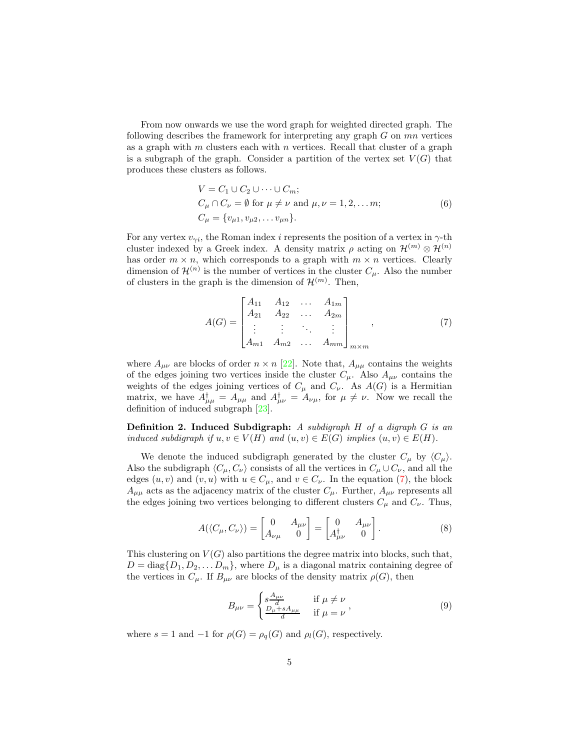From now onwards we use the word graph for weighted directed graph. The following describes the framework for interpreting any graph $G$ on $mn$ vertices as a graph with $m$ clusters each with $n$ vertices. Recall that cluster of a graph is a subgraph of the graph. Consider a partition of the vertex set $V(G)$ that produces these clusters as follows.

$$
\begin{aligned}
&V = C_1 \cup C_2 \cup \cdots \cup C_m;\\
&C_\mu \cap C_\nu = \emptyset \text{ for } \mu \neq \nu \text{ and } \mu, \nu = 1, 2, \dots m;\\
&C_\mu = \{v_{\mu 1}, v_{\mu 2}, \dots v_{\mu n}\}.
\end{aligned}
\tag{6}
$$

For any vertex $v_{\gamma i}$, the Roman index $i$ represents the position of a vertex in $\gamma$-th cluster indexed by a Greek index. A density matrix $\rho$ acting on $\mathcal{H}^{(m)} \otimes \mathcal{H}^{(n)}$ has order $m \times n$, which corresponds to a graph with $m \times n$ vertices. Clearly dimension of $\mathcal{H}^{(n)}$ is the number of vertices in the cluster $C_\mu$. Also the number of clusters in the graph is the dimension of $\mathcal{H}^{(m)}$. Then,

$$
A(G) = \begin{bmatrix} A_{11} & A_{12} & \dots & A_{1m} \\ A_{21} & A_{22} & \dots & A_{2m} \\ \vdots & \vdots & \ddots & \vdots \\ A_{m1} & A_{m2} & \dots & A_{mm} \end{bmatrix}_{m \times m},
\tag{7}
$$

where $A_{\mu\nu}$ are blocks of order $n \times n$ [22]. Note that, $A_{\mu\mu}$ contains the weights of the edges joining two vertices inside the cluster $C_\mu$. Also $A_{\mu\nu}$ contains the weights of the edges joining vertices of $C_\mu$ and $C_\nu$. As $A(G)$ is a Hermitian matrix, we have $A_{\mu\mu}^\dagger = A_{\mu\mu}$ and $A_{\mu\nu}^\dagger = A_{\nu\mu}$, for $\mu \neq \nu$. Now we recall the definition of induced subgraph [23].

**Definition 2. Induced Subdigraph:** *A subdigraph $H$ of a digraph $G$ is an induced subdigraph if $u, v \in V(H)$ and $(u, v) \in E(G)$ implies $(u, v) \in E(H)$.*

We denote the induced subdigraph generated by the cluster $C_\mu$ by $\langle C_\mu \rangle$. Also the subdigraph $\langle C_\mu, C_\nu \rangle$ consists of all the vertices in $C_\mu \cup C_\nu$, and all the edges $(u, v)$ and $(v, u)$ with $u \in C_\mu$, and $v \in C_\nu$. In the equation (7), the block $A_{\mu\mu}$ acts as the adjacency matrix of the cluster $C_\mu$. Further, $A_{\mu\nu}$ represents all the edges joining two vertices belonging to different clusters $C_\mu$ and $C_\nu$. Thus,

$$
A(\langle C_\mu, C_\nu \rangle) = \begin{bmatrix} 0 & A_{\mu\nu} \\ A_{\nu\mu} & 0 \end{bmatrix} = \begin{bmatrix} 0 & A_{\mu\nu} \\ A_{\mu\nu}^\dagger & 0 \end{bmatrix}.
\tag{8}
$$

This clustering on $V(G)$ also partitions the degree matrix into blocks, such that, $D = \text{diag}\{D_1, D_2, \dots D_m\}$, where $D_\mu$ is a diagonal matrix containing degree of the vertices in $C_\mu$. If $B_{\mu\nu}$ are blocks of the density matrix $\rho(G)$, then

$$
B_{\mu\nu} = \begin{cases} s\frac{A_{\mu\nu}}{d} & \text{if } \mu \neq \nu \\ \frac{D_\mu + sA_{\mu\mu}}{d} & \text{if } \mu = \nu \end{cases},
\tag{9}
$$

where $s = 1$ and $-1$ for $\rho(G) = \rho_q(G)$ and $\rho_l(G)$, respectively.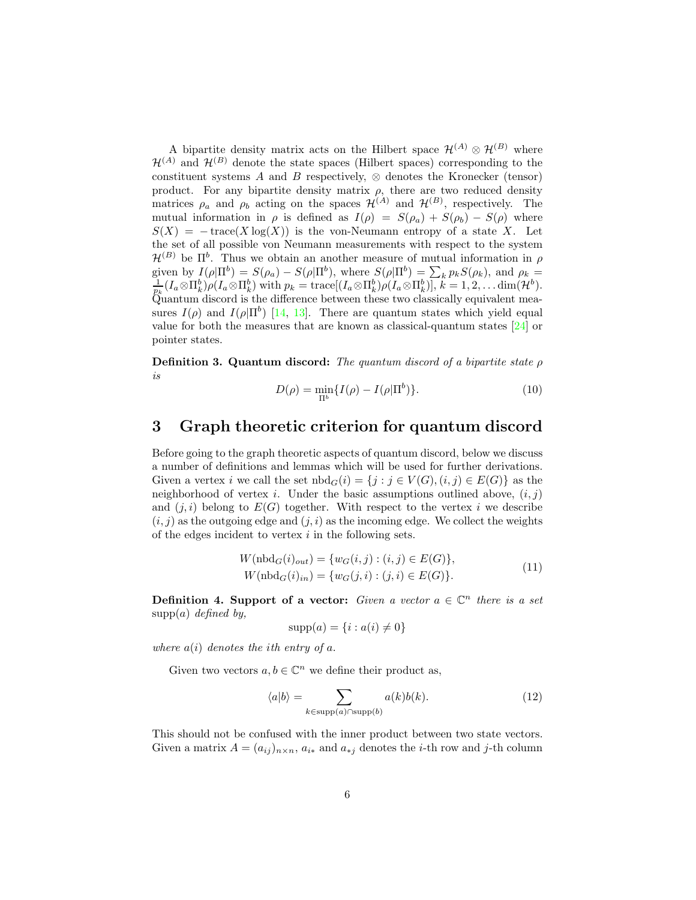A bipartite density matrix acts on the Hilbert space $\mathcal{H}^{(A)} \otimes \mathcal{H}^{(B)}$ where $\mathcal{H}^{(A)}$ and $\mathcal{H}^{(B)}$ denote the state spaces (Hilbert spaces) corresponding to the constituent systems $A$ and $B$ respectively, $\otimes$ denotes the Kronecker (tensor) product. For any bipartite density matrix $\rho$, there are two reduced density matrices $\rho_a$ and $\rho_b$ acting on the spaces $\mathcal{H}^{(A)}$ and $\mathcal{H}^{(B)}$, respectively. The mutual information in $\rho$ is defined as $I(\rho) = S(\rho_a) + S(\rho_b) - S(\rho)$ where $S(X) = -\operatorname{trace}(X \log(X))$ is the von-Neumann entropy of a state $X$. Let the set of all possible von Neumann measurements with respect to the system $\mathcal{H}^{(B)}$ be $\Pi^b$. Thus we obtain an another measure of mutual information in $\rho$ given by $I(\rho|\Pi^b) = S(\rho_a) - S(\rho|\Pi^b)$, where $S(\rho|\Pi^b) = \sum_k p_k S(\rho_k)$, and $\rho_k = \frac{1}{p_k}(I_a \otimes \Pi_k^b)\rho(I_a \otimes \Pi_k^b)$ with $p_k = \operatorname{trace}[(I_a \otimes \Pi_k^b)\rho(I_a \otimes \Pi_k^b)]$, $k = 1, 2, \dots \dim(\mathcal{H}^b)$. Quantum discord is the difference between these two classically equivalent measures $I(\rho)$ and $I(\rho|\Pi^b)$ [14, 13]. There are quantum states which yield equal value for both the measures that are known as classical-quantum states [24] or pointer states.

**Definition 3. Quantum discord:** *The quantum discord of a bipartite state $\rho$ is*

$$D(\rho) = \min_{\Pi^b}\{I(\rho) - I(\rho|\Pi^b)\}. \tag{10}$$

# 3 Graph theoretic criterion for quantum discord

Before going to the graph theoretic aspects of quantum discord, below we discuss a number of definitions and lemmas which will be used for further derivations. Given a vertex $i$ we call the set $\operatorname{nbd}_G(i) = \{j : j \in V(G), (i,j) \in E(G)\}$ as the neighborhood of vertex $i$. Under the basic assumptions outlined above, $(i,j)$ and $(j,i)$ belong to $E(G)$ together. With respect to the vertex $i$ we describe $(i,j)$ as the outgoing edge and $(j,i)$ as the incoming edge. We collect the weights of the edges incident to vertex $i$ in the following sets.

$$\begin{aligned} W(\operatorname{nbd}_G(i)_{out}) &= \{w_G(i,j) : (i,j) \in E(G)\}, \\ W(\operatorname{nbd}_G(i)_{in}) &= \{w_G(j,i) : (j,i) \in E(G)\}. \end{aligned} \tag{11}$$

**Definition 4. Support of a vector:** *Given a vector $a \in \mathbb{C}^n$ there is a set $\operatorname{supp}(a)$ defined by,*

$$\operatorname{supp}(a) = \{i : a(i) \neq 0\}$$

*where $a(i)$ denotes the ith entry of $a$.*

Given two vectors $a, b \in \mathbb{C}^n$ we define their product as,

$$\langle a|b\rangle = \sum_{k \in \operatorname{supp}(a) \cap \operatorname{supp}(b)} a(k)b(k). \tag{12}$$

This should not be confused with the inner product between two state vectors. Given a matrix $A = (a_{ij})_{n\times n}$, $a_{i*}$ and $a_{*j}$ denotes the $i$-th row and $j$-th column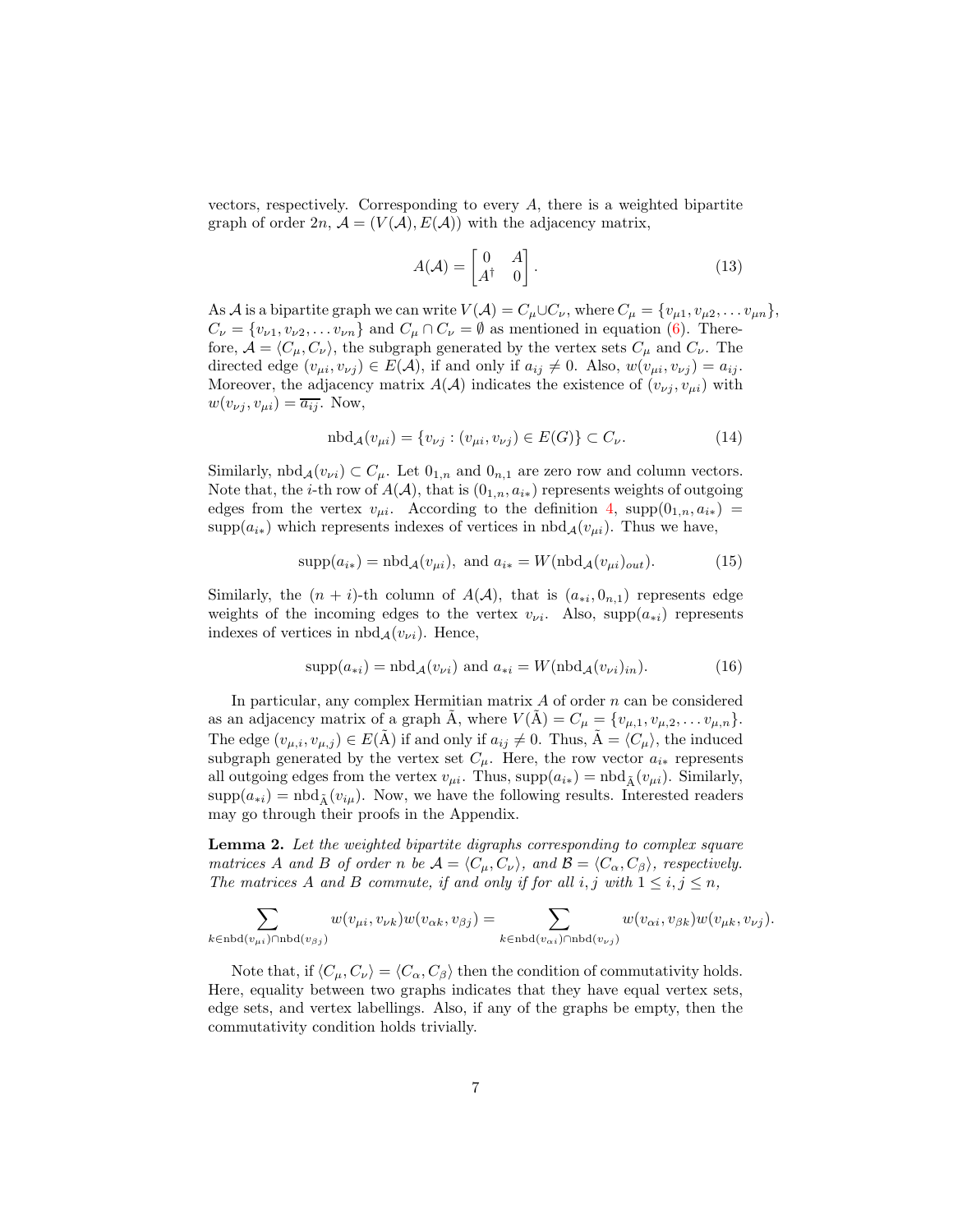vectors, respectively. Corresponding to every $A$, there is a weighted bipartite graph of order $2n$, $\mathcal{A} = (V(\mathcal{A}), E(\mathcal{A}))$ with the adjacency matrix,

$$A(\mathcal{A}) = \begin{bmatrix} 0 & A \\ A^\dagger & 0 \end{bmatrix}. \tag{13}$$

As $\mathcal{A}$ is a bipartite graph we can write $V(\mathcal{A}) = C_\mu \cup C_\nu$, where $C_\mu = \{v_{\mu 1}, v_{\mu 2}, \dots v_{\mu n}\}$, $C_\nu = \{v_{\nu 1}, v_{\nu 2}, \dots v_{\nu n}\}$ and $C_\mu \cap C_\nu = \emptyset$ as mentioned in equation (6). Therefore, $\mathcal{A} = \langle C_\mu, C_\nu \rangle$, the subgraph generated by the vertex sets $C_\mu$ and $C_\nu$. The directed edge $(v_{\mu i}, v_{\nu j}) \in E(\mathcal{A})$, if and only if $a_{ij} \neq 0$. Also, $w(v_{\mu i}, v_{\nu j}) = a_{ij}$. Moreover, the adjacency matrix $A(\mathcal{A})$ indicates the existence of $(v_{\nu j}, v_{\mu i})$ with $w(v_{\nu j}, v_{\mu i}) = \overline{a_{ij}}$. Now,

$$\text{nbd}_{\mathcal{A}}(v_{\mu i}) = \{v_{\nu j} : (v_{\mu i}, v_{\nu j}) \in E(G)\} \subset C_\nu. \tag{14}$$

Similarly, $\text{nbd}_{\mathcal{A}}(v_{\nu i}) \subset C_\mu$. Let $0_{1,n}$ and $0_{n,1}$ are zero row and column vectors. Note that, the $i$-th row of $A(\mathcal{A})$, that is $(0_{1,n}, a_{i*})$ represents weights of outgoing edges from the vertex $v_{\mu i}$. According to the definition 4, $\text{supp}(0_{1,n}, a_{i*}) = \text{supp}(a_{i*})$ which represents indexes of vertices in $\text{nbd}_{\mathcal{A}}(v_{\mu i})$. Thus we have,

$$\text{supp}(a_{i*}) = \text{nbd}_{\mathcal{A}}(v_{\mu i}), \text{ and } a_{i*} = W(\text{nbd}_{\mathcal{A}}(v_{\mu i})_{out}). \tag{15}$$

Similarly, the $(n+i)$-th column of $A(\mathcal{A})$, that is $(a_{*i}, 0_{n,1})$ represents edge weights of the incoming edges to the vertex $v_{\nu i}$. Also, $\text{supp}(a_{*i})$ represents indexes of vertices in $\text{nbd}_{\mathcal{A}}(v_{\nu i})$. Hence,

$$\text{supp}(a_{*i}) = \text{nbd}_{\mathcal{A}}(v_{\nu i}) \text{ and } a_{*i} = W(\text{nbd}_{\mathcal{A}}(v_{\nu i})_{in}). \tag{16}$$

In particular, any complex Hermitian matrix $A$ of order $n$ can be considered as an adjacency matrix of a graph $\tilde{\text{A}}$, where $V(\tilde{\text{A}}) = C_\mu = \{v_{\mu,1}, v_{\mu,2}, \dots v_{\mu,n}\}$. The edge $(v_{\mu,i}, v_{\mu,j}) \in E(\tilde{\text{A}})$ if and only if $a_{ij} \neq 0$. Thus, $\tilde{\text{A}} = \langle C_\mu \rangle$, the induced subgraph generated by the vertex set $C_\mu$. Here, the row vector $a_{i*}$ represents all outgoing edges from the vertex $v_{\mu i}$. Thus, $\text{supp}(a_{i*}) = \text{nbd}_{\tilde{\text{A}}}(v_{\mu i})$. Similarly, $\text{supp}(a_{*i}) = \text{nbd}_{\tilde{\text{A}}}(v_{i\mu})$. Now, we have the following results. Interested readers may go through their proofs in the Appendix.

**Lemma 2.** *Let the weighted bipartite digraphs corresponding to complex square matrices $A$ and $B$ of order $n$ be $\mathcal{A} = \langle C_\mu, C_\nu \rangle$, and $\mathcal{B} = \langle C_\alpha, C_\beta \rangle$, respectively. The matrices $A$ and $B$ commute, if and only if for all $i, j$ with $1 \leq i, j \leq n$,*

$$\sum_{k \in \text{nbd}(v_{\mu i}) \cap \text{nbd}(v_{\beta j})} w(v_{\mu i}, v_{\nu k}) w(v_{\alpha k}, v_{\beta j}) = \sum_{k \in \text{nbd}(v_{\alpha i}) \cap \text{nbd}(v_{\nu j})} w(v_{\alpha i}, v_{\beta k}) w(v_{\mu k}, v_{\nu j}).$$

Note that, if $\langle C_\mu, C_\nu \rangle = \langle C_\alpha, C_\beta \rangle$ then the condition of commutativity holds. Here, equality between two graphs indicates that they have equal vertex sets, edge sets, and vertex labellings. Also, if any of the graphs be empty, then the commutativity condition holds trivially.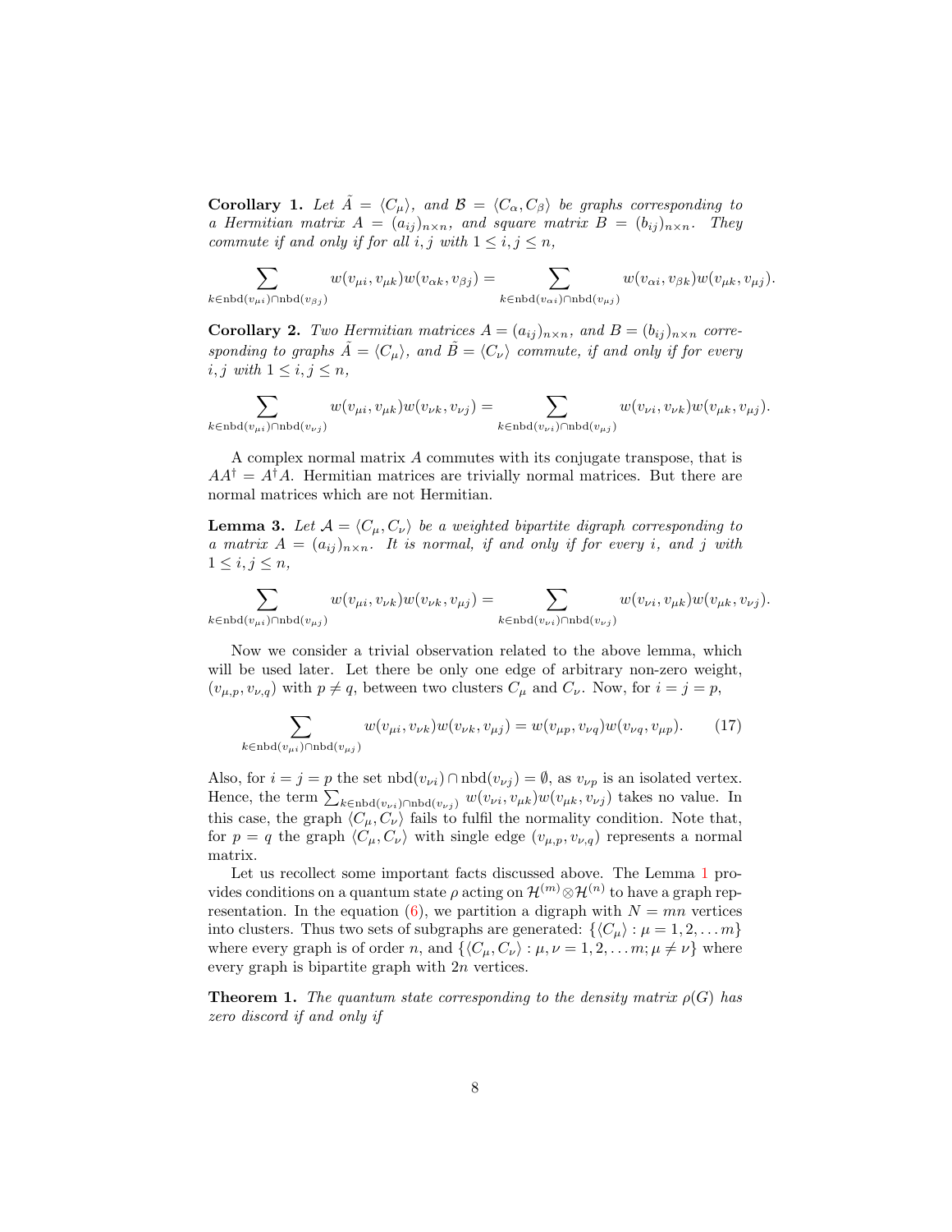**Corollary 1.** *Let $\tilde{A} = \langle C_\mu \rangle$, and $\mathcal{B} = \langle C_\alpha, C_\beta \rangle$ be graphs corresponding to a Hermitian matrix $A = (a_{ij})_{n\times n}$, and square matrix $B = (b_{ij})_{n\times n}$. They commute if and only if for all $i, j$ with $1 \le i, j \le n$,*

$$\sum_{k\in \text{nbd}(v_{\mu i})\cap \text{nbd}(v_{\beta j})} w(v_{\mu i}, v_{\mu k}) w(v_{\alpha k}, v_{\beta j}) = \sum_{k\in \text{nbd}(v_{\alpha i})\cap \text{nbd}(v_{\mu j})} w(v_{\alpha i}, v_{\beta k}) w(v_{\mu k}, v_{\mu j}).$$

**Corollary 2.** *Two Hermitian matrices $A = (a_{ij})_{n\times n}$, and $B = (b_{ij})_{n\times n}$ corresponding to graphs $\tilde{A} = \langle C_\mu \rangle$, and $\tilde{B} = \langle C_\nu \rangle$ commute, if and only if for every $i, j$ with $1 \le i, j \le n$,*

$$\sum_{k\in \text{nbd}(v_{\mu i})\cap \text{nbd}(v_{\nu j})} w(v_{\mu i}, v_{\mu k}) w(v_{\nu k}, v_{\nu j}) = \sum_{k\in \text{nbd}(v_{\nu i})\cap \text{nbd}(v_{\mu j})} w(v_{\nu i}, v_{\nu k}) w(v_{\mu k}, v_{\mu j}).$$

A complex normal matrix $A$ commutes with its conjugate transpose, that is $AA^\dagger = A^\dagger A$. Hermitian matrices are trivially normal matrices. But there are normal matrices which are not Hermitian.

**Lemma 3.** *Let $\mathcal{A} = \langle C_\mu, C_\nu \rangle$ be a weighted bipartite digraph corresponding to a matrix $A = (a_{ij})_{n\times n}$. It is normal, if and only if for every $i$, and $j$ with $1 \le i, j \le n$,*

$$\sum_{k\in \text{nbd}(v_{\mu i})\cap \text{nbd}(v_{\mu j})} w(v_{\mu i}, v_{\nu k}) w(v_{\nu k}, v_{\mu j}) = \sum_{k\in \text{nbd}(v_{\nu i})\cap \text{nbd}(v_{\nu j})} w(v_{\nu i}, v_{\mu k}) w(v_{\mu k}, v_{\nu j}).$$

Now we consider a trivial observation related to the above lemma, which will be used later. Let there be only one edge of arbitrary non-zero weight, $(v_{\mu,p}, v_{\nu,q})$ with $p \neq q$, between two clusters $C_\mu$ and $C_\nu$. Now, for $i = j = p$,

$$\sum_{k\in \text{nbd}(v_{\mu i})\cap \text{nbd}(v_{\mu j})} w(v_{\mu i}, v_{\nu k}) w(v_{\nu k}, v_{\mu j}) = w(v_{\mu p}, v_{\nu q}) w(v_{\nu q}, v_{\mu p}). \tag{17}$$

Also, for $i = j = p$ the set $\text{nbd}(v_{\nu i}) \cap \text{nbd}(v_{\nu j}) = \emptyset$, as $v_{\nu p}$ is an isolated vertex. Hence, the term $\sum_{k\in \text{nbd}(v_{\nu i})\cap \text{nbd}(v_{\nu j})} w(v_{\nu i}, v_{\mu k}) w(v_{\mu k}, v_{\nu j})$ takes no value. In this case, the graph $\langle C_\mu, C_\nu \rangle$ fails to fulfil the normality condition. Note that, for $p = q$ the graph $\langle C_\mu, C_\nu \rangle$ with single edge $(v_{\mu,p}, v_{\nu,q})$ represents a normal matrix.

Let us recollect some important facts discussed above. The Lemma 1 provides conditions on a quantum state $\rho$ acting on $\mathcal{H}^{(m)} \otimes \mathcal{H}^{(n)}$ to have a graph representation. In the equation (6), we partition a digraph with $N = mn$ vertices into clusters. Thus two sets of subgraphs are generated: $\{\langle C_\mu \rangle : \mu = 1, 2, \dots m\}$ where every graph is of order $n$, and $\{\langle C_\mu, C_\nu \rangle : \mu, \nu = 1, 2, \dots m; \mu \neq \nu\}$ where every graph is bipartite graph with $2n$ vertices.

**Theorem 1.** *The quantum state corresponding to the density matrix $\rho(G)$ has zero discord if and only if*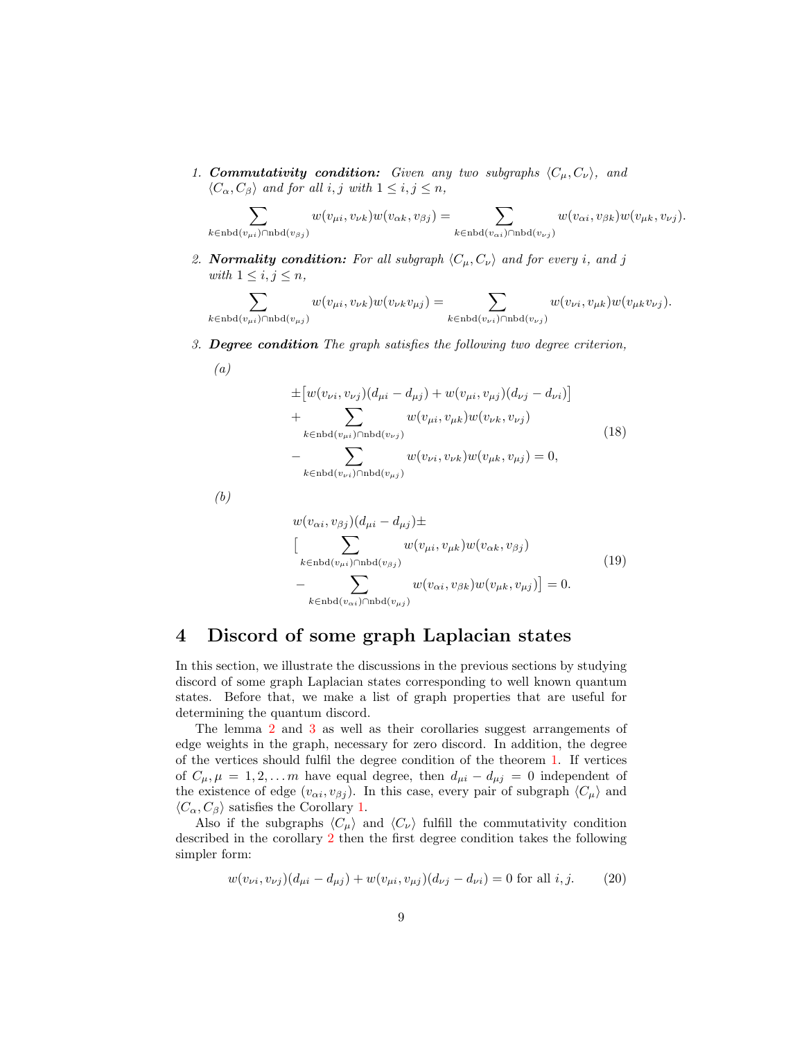1. ***Commutativity condition:*** *Given any two subgraphs $\langle C_\mu, C_\nu\rangle$, and $\langle C_\alpha, C_\beta\rangle$ and for all $i, j$ with $1 \leq i, j \leq n$,*

$$\sum_{k \in \mathrm{nbd}(v_{\mu i}) \cap \mathrm{nbd}(v_{\beta j})} w(v_{\mu i}, v_{\nu k}) w(v_{\alpha k}, v_{\beta j}) = \sum_{k \in \mathrm{nbd}(v_{\alpha i}) \cap \mathrm{nbd}(v_{\nu j})} w(v_{\alpha i}, v_{\beta k}) w(v_{\mu k}, v_{\nu j}).$$

2. ***Normality condition:*** *For all subgraph $\langle C_\mu, C_\nu\rangle$ and for every $i$, and $j$ with $1 \leq i, j \leq n$,*

$$\sum_{k \in \mathrm{nbd}(v_{\mu i}) \cap \mathrm{nbd}(v_{\mu j})} w(v_{\mu i}, v_{\nu k}) w(v_{\nu k} v_{\mu j}) = \sum_{k \in \mathrm{nbd}(v_{\nu i}) \cap \mathrm{nbd}(v_{\nu j})} w(v_{\nu i}, v_{\mu k}) w(v_{\mu k} v_{\nu j}).$$

3. ***Degree condition*** *The graph satisfies the following two degree criterion,*

   *(a)*

$$\begin{aligned} &\pm\big[w(v_{\nu i}, v_{\nu j})(d_{\mu i} - d_{\mu j}) + w(v_{\mu i}, v_{\mu j})(d_{\nu j} - d_{\nu i})\big] \\ &+ \sum_{k \in \mathrm{nbd}(v_{\mu i}) \cap \mathrm{nbd}(v_{\nu j})} w(v_{\mu i}, v_{\mu k}) w(v_{\nu k}, v_{\nu j}) \\ &- \sum_{k \in \mathrm{nbd}(v_{\nu i}) \cap \mathrm{nbd}(v_{\mu j})} w(v_{\nu i}, v_{\nu k}) w(v_{\mu k}, v_{\mu j}) = 0, \end{aligned} \tag{18}$$

   *(b)*

$$\begin{aligned} &w(v_{\alpha i}, v_{\beta j})(d_{\mu i} - d_{\mu j}) \pm \\ &\Big[\sum_{k \in \mathrm{nbd}(v_{\mu i}) \cap \mathrm{nbd}(v_{\beta j})} w(v_{\mu i}, v_{\mu k}) w(v_{\alpha k}, v_{\beta j}) \\ &- \sum_{k \in \mathrm{nbd}(v_{\alpha i}) \cap \mathrm{nbd}(v_{\mu j})} w(v_{\alpha i}, v_{\beta k}) w(v_{\mu k}, v_{\mu j})\Big] = 0. \end{aligned} \tag{19}$$

## 4 Discord of some graph Laplacian states

In this section, we illustrate the discussions in the previous sections by studying discord of some graph Laplacian states corresponding to well known quantum states. Before that, we make a list of graph properties that are useful for determining the quantum discord.

The lemma 2 and 3 as well as their corollaries suggest arrangements of edge weights in the graph, necessary for zero discord. In addition, the degree of the vertices should fulfil the degree condition of the theorem 1. If vertices of $C_\mu, \mu = 1, 2, \dots m$ have equal degree, then $d_{\mu i} - d_{\mu j} = 0$ independent of the existence of edge $(v_{\alpha i}, v_{\beta j})$. In this case, every pair of subgraph $\langle C_\mu\rangle$ and $\langle C_\alpha, C_\beta\rangle$ satisfies the Corollary 1.

Also if the subgraphs $\langle C_\mu\rangle$ and $\langle C_\nu\rangle$ fulfill the commutativity condition described in the corollary 2 then the first degree condition takes the following simpler form:

$$w(v_{\nu i}, v_{\nu j})(d_{\mu i} - d_{\mu j}) + w(v_{\mu i}, v_{\mu j})(d_{\nu j} - d_{\nu i}) = 0 \text{ for all } i, j. \tag{20}$$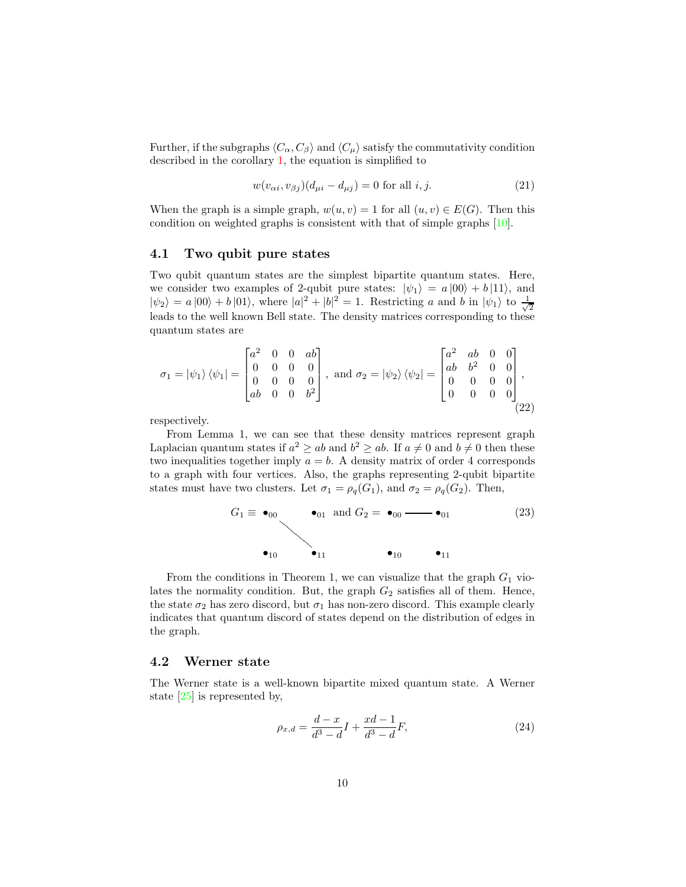Further, if the subgraphs $\langle C_\alpha, C_\beta \rangle$ and $\langle C_\mu \rangle$ satisfy the commutativity condition described in the corollary 1, the equation is simplified to

$$w(v_{\alpha i}, v_{\beta j})(d_{\mu i} - d_{\mu j}) = 0 \text{ for all } i, j. \tag{21}$$

When the graph is a simple graph, $w(u, v) = 1$ for all $(u, v) \in E(G)$. Then this condition on weighted graphs is consistent with that of simple graphs [10].

## 4.1 Two qubit pure states

Two qubit quantum states are the simplest bipartite quantum states. Here, we consider two examples of 2-qubit pure states: $|\psi_1\rangle = a|00\rangle + b|11\rangle$, and $|\psi_2\rangle = a|00\rangle + b|01\rangle$, where $|a|^2 + |b|^2 = 1$. Restricting $a$ and $b$ in $|\psi_1\rangle$ to $\frac{1}{\sqrt{2}}$ leads to the well known Bell state. The density matrices corresponding to these quantum states are

$$\sigma_1 = |\psi_1\rangle\langle\psi_1| = \begin{bmatrix} a^2 & 0 & 0 & ab \\ 0 & 0 & 0 & 0 \\ 0 & 0 & 0 & 0 \\ ab & 0 & 0 & b^2 \end{bmatrix}, \text{ and } \sigma_2 = |\psi_2\rangle\langle\psi_2| = \begin{bmatrix} a^2 & ab & 0 & 0 \\ ab & b^2 & 0 & 0 \\ 0 & 0 & 0 & 0 \\ 0 & 0 & 0 & 0 \end{bmatrix}, \tag{22}$$

respectively.

From Lemma 1, we can see that these density matrices represent graph Laplacian quantum states if $a^2 \geq ab$ and $b^2 \geq ab$. If $a \neq 0$ and $b \neq 0$ then these two inequalities together imply $a = b$. A density matrix of order 4 corresponds to a graph with four vertices. Also, the graphs representing 2-qubit bipartite states must have two clusters. Let $\sigma_1 = \rho_q(G_1)$, and $\sigma_2 = \rho_q(G_2)$. Then,

$$G_1 \equiv \{\text{vertices } 00, 01, 10, 11;\ \text{edge } (00, 11)\} \text{ and } G_2 = \{\text{vertices } 00, 01, 10, 11;\ \text{edge } (00, 01)\} \tag{23}$$

From the conditions in Theorem 1, we can visualize that the graph $G_1$ violates the normality condition. But, the graph $G_2$ satisfies all of them. Hence, the state $\sigma_2$ has zero discord, but $\sigma_1$ has non-zero discord. This example clearly indicates that quantum discord of states depend on the distribution of edges in the graph.

## 4.2 Werner state

The Werner state is a well-known bipartite mixed quantum state. A Werner state [25] is represented by,

$$\rho_{x,d} = \frac{d - x}{d^3 - d} I + \frac{xd - 1}{d^3 - d} F, \tag{24}$$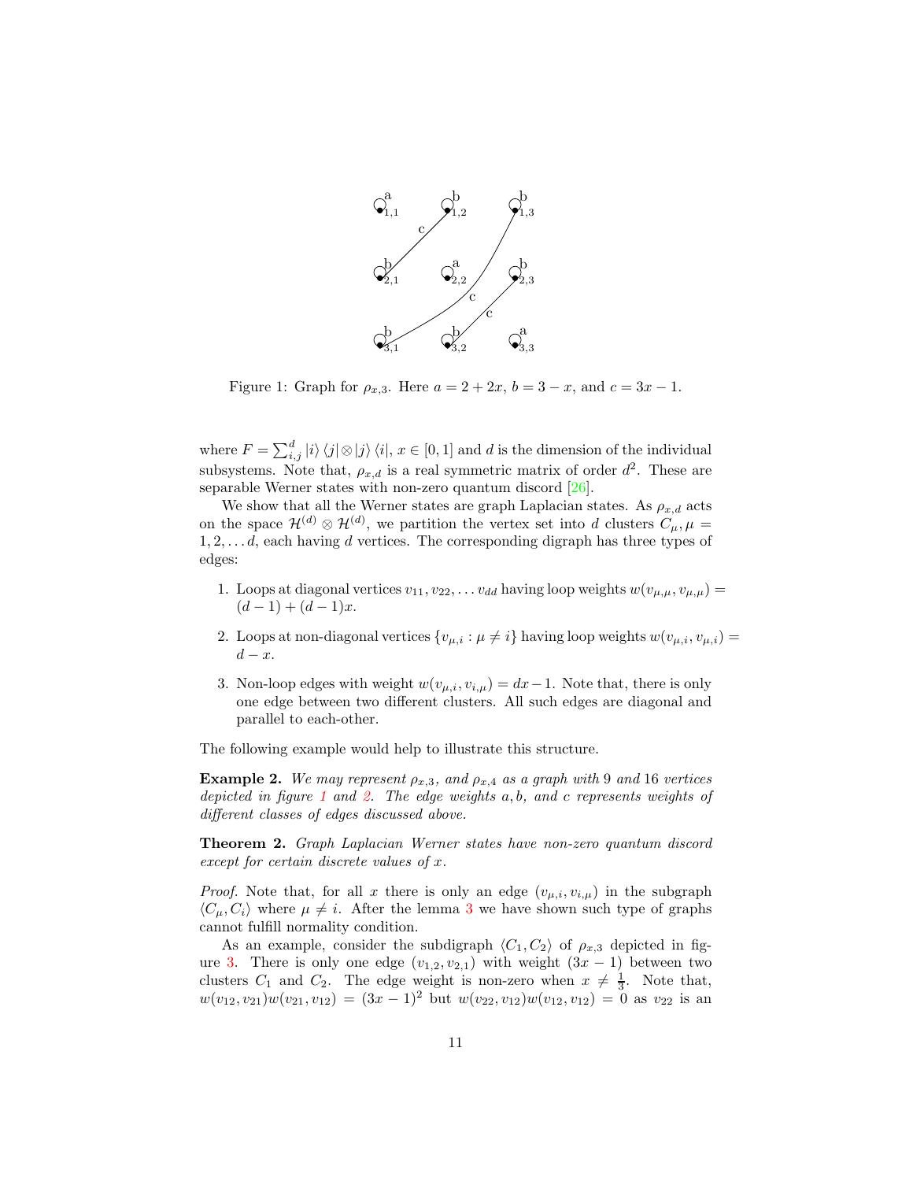Figure 1: Graph for $\rho_{x,3}$. Here $a = 2 + 2x$, $b = 3 - x$, and $c = 3x - 1$.

where $F = \sum_{i,j}^{d} |i\rangle \langle j| \otimes |j\rangle \langle i|$, $x \in [0, 1]$ and $d$ is the dimension of the individual subsystems. Note that, $\rho_{x,d}$ is a real symmetric matrix of order $d^2$. These are separable Werner states with non-zero quantum discord [26].

We show that all the Werner states are graph Laplacian states. As $\rho_{x,d}$ acts on the space $\mathcal{H}^{(d)} \otimes \mathcal{H}^{(d)}$, we partition the vertex set into $d$ clusters $C_\mu, \mu = 1, 2, \ldots d$, each having $d$ vertices. The corresponding digraph has three types of edges:

1. Loops at diagonal vertices $v_{11}, v_{22}, \ldots v_{dd}$ having loop weights $w(v_{\mu,\mu}, v_{\mu,\mu}) = (d-1) + (d-1)x$.
2. Loops at non-diagonal vertices $\{v_{\mu,i} : \mu \neq i\}$ having loop weights $w(v_{\mu,i}, v_{\mu,i}) = d - x$.
3. Non-loop edges with weight $w(v_{\mu,i}, v_{i,\mu}) = dx - 1$. Note that, there is only one edge between two different clusters. All such edges are diagonal and parallel to each-other.

The following example would help to illustrate this structure.

**Example 2.** *We may represent $\rho_{x,3}$, and $\rho_{x,4}$ as a graph with 9 and 16 vertices depicted in figure 1 and 2. The edge weights $a, b$, and $c$ represents weights of different classes of edges discussed above.*

**Theorem 2.** *Graph Laplacian Werner states have non-zero quantum discord except for certain discrete values of $x$.*

*Proof.* Note that, for all $x$ there is only an edge $(v_{\mu,i}, v_{i,\mu})$ in the subgraph $\langle C_\mu, C_i \rangle$ where $\mu \neq i$. After the lemma 3 we have shown such type of graphs cannot fulfill normality condition.

As an example, consider the subdigraph $\langle C_1, C_2 \rangle$ of $\rho_{x,3}$ depicted in figure 3. There is only one edge $(v_{1,2}, v_{2,1})$ with weight $(3x - 1)$ between two clusters $C_1$ and $C_2$. The edge weight is non-zero when $x \neq \frac{1}{3}$. Note that, $w(v_{12}, v_{21}) w(v_{21}, v_{12}) = (3x - 1)^2$ but $w(v_{22}, v_{12}) w(v_{12}, v_{12}) = 0$ as $v_{22}$ is an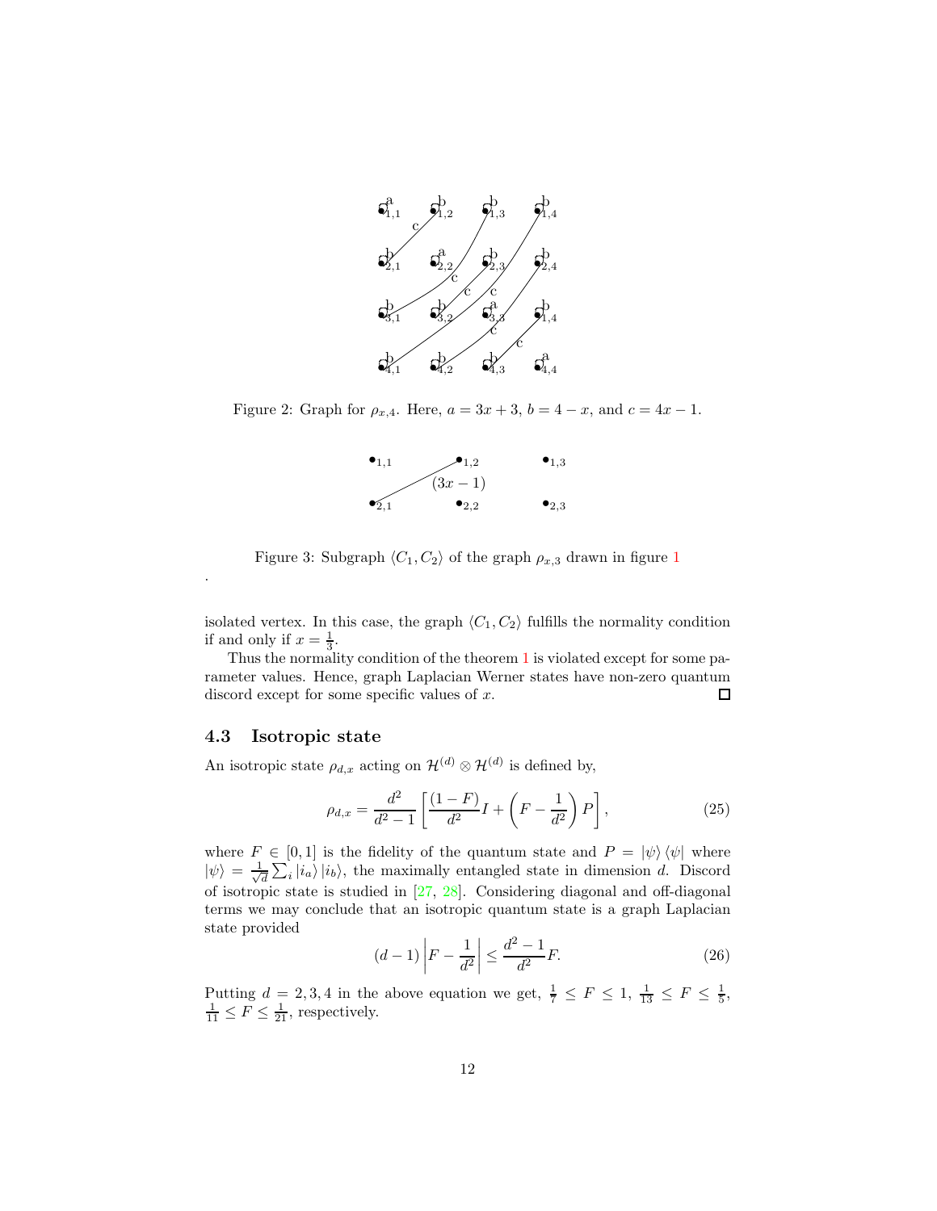Figure 2: Graph for $\rho_{x,4}$. Here, $a = 3x + 3$, $b = 4 - x$, and $c = 4x - 1$.

Figure 3: Subgraph $\langle C_1, C_2 \rangle$ of the graph $\rho_{x,3}$ drawn in figure 1

.

isolated vertex. In this case, the graph $\langle C_1, C_2 \rangle$ fulfills the normality condition if and only if $x = \frac{1}{3}$.

Thus the normality condition of the theorem 1 is violated except for some parameter values. Hence, graph Laplacian Werner states have non-zero quantum discord except for some specific values of $x$. $\square$

### 4.3 Isotropic state

An isotropic state $\rho_{d,x}$ acting on $\mathcal{H}^{(d)} \otimes \mathcal{H}^{(d)}$ is defined by,

$$\rho_{d,x} = \frac{d^2}{d^2 - 1} \left[ \frac{(1 - F)}{d^2} I + \left( F - \frac{1}{d^2} \right) P \right], \tag{25}$$

where $F \in [0, 1]$ is the fidelity of the quantum state and $P = |\psi\rangle \langle\psi|$ where $|\psi\rangle = \frac{1}{\sqrt{d}} \sum_i |i_a\rangle |i_b\rangle$, the maximally entangled state in dimension $d$. Discord of isotropic state is studied in [27, 28]. Considering diagonal and off-diagonal terms we may conclude that an isotropic quantum state is a graph Laplacian state provided

$$(d - 1) \left| F - \frac{1}{d^2} \right| \leq \frac{d^2 - 1}{d^2} F. \tag{26}$$

Putting $d = 2, 3, 4$ in the above equation we get, $\frac{1}{7} \leq F \leq 1$, $\frac{1}{13} \leq F \leq \frac{1}{5}$, $\frac{1}{11} \leq F \leq \frac{1}{21}$, respectively.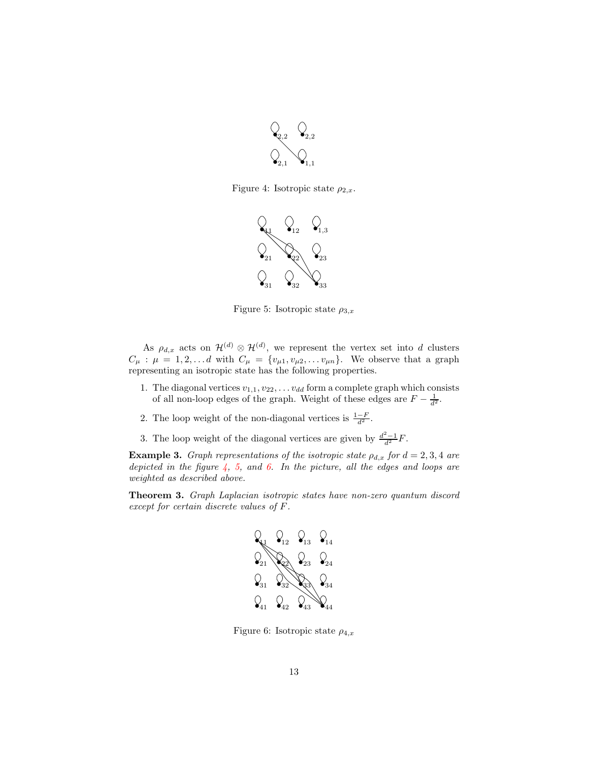Figure 4: Isotropic state $\rho_{2,x}$.

Figure 5: Isotropic state $\rho_{3,x}$

As $\rho_{d,x}$ acts on $\mathcal{H}^{(d)} \otimes \mathcal{H}^{(d)}$, we represent the vertex set into $d$ clusters $C_\mu : \mu = 1, 2, \dots d$ with $C_\mu = \{v_{\mu 1}, v_{\mu 2}, \dots v_{\mu n}\}$. We observe that a graph representing an isotropic state has the following properties.

1. The diagonal vertices $v_{1,1}, v_{22}, \dots v_{dd}$ form a complete graph which consists of all non-loop edges of the graph. Weight of these edges are $F - \frac{1}{d^2}$.
2. The loop weight of the non-diagonal vertices is $\frac{1-F}{d^2}$.
3. The loop weight of the diagonal vertices are given by $\frac{d^2-1}{d^2}F$.

**Example 3.** *Graph representations of the isotropic state $\rho_{d,x}$ for $d = 2, 3, 4$ are depicted in the figure 4, 5, and 6. In the picture, all the edges and loops are weighted as described above.*

**Theorem 3.** *Graph Laplacian isotropic states have non-zero quantum discord except for certain discrete values of $F$.*

Figure 6: Isotropic state $\rho_{4,x}$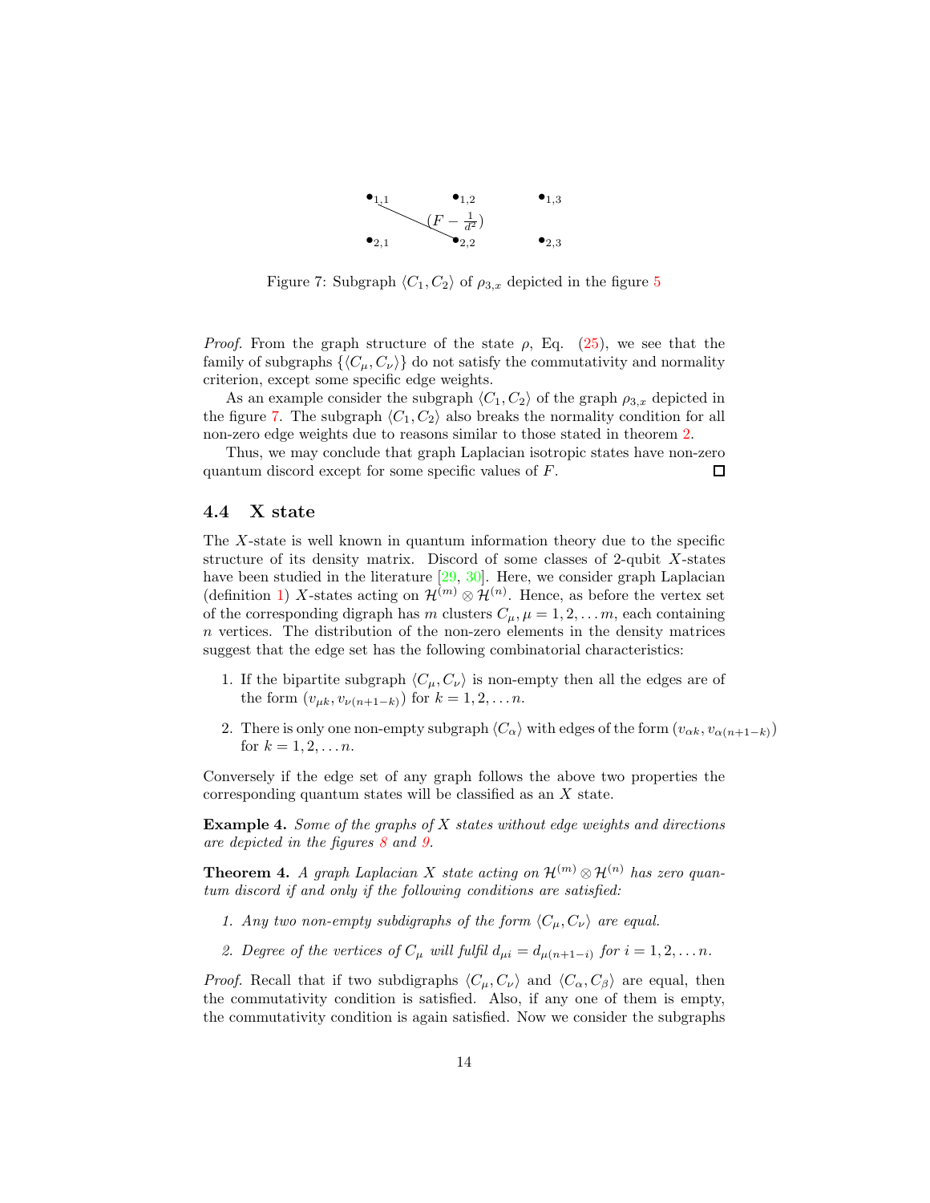$\bullet_{1,1}$ $\bullet_{1,2}$ $\bullet_{1,3}$

$(F - \frac{1}{d^2})$

$\bullet_{2,1}$ $\bullet_{2,2}$ $\bullet_{2,3}$

Figure 7: Subgraph $\langle C_1, C_2 \rangle$ of $\rho_{3,x}$ depicted in the figure 5

*Proof.* From the graph structure of the state $\rho$, Eq. (25), we see that the family of subgraphs $\{\langle C_\mu, C_\nu \rangle\}$ do not satisfy the commutativity and normality criterion, except some specific edge weights.

As an example consider the subgraph $\langle C_1, C_2 \rangle$ of the graph $\rho_{3,x}$ depicted in the figure 7. The subgraph $\langle C_1, C_2 \rangle$ also breaks the normality condition for all non-zero edge weights due to reasons similar to those stated in theorem 2.

Thus, we may conclude that graph Laplacian isotropic states have non-zero quantum discord except for some specific values of $F$. □

### 4.4 X state

The $X$-state is well known in quantum information theory due to the specific structure of its density matrix. Discord of some classes of 2-qubit $X$-states have been studied in the literature [29, 30]. Here, we consider graph Laplacian (definition 1) $X$-states acting on $\mathcal{H}^{(m)} \otimes \mathcal{H}^{(n)}$. Hence, as before the vertex set of the corresponding digraph has $m$ clusters $C_\mu, \mu = 1, 2, \dots m$, each containing $n$ vertices. The distribution of the non-zero elements in the density matrices suggest that the edge set has the following combinatorial characteristics:

1. If the bipartite subgraph $\langle C_\mu, C_\nu \rangle$ is non-empty then all the edges are of the form $(v_{\mu k}, v_{\nu(n+1-k)})$ for $k = 1, 2, \dots n$.
2. There is only one non-empty subgraph $\langle C_\alpha \rangle$ with edges of the form $(v_{\alpha k}, v_{\alpha(n+1-k)})$ for $k = 1, 2, \dots n$.

Conversely if the edge set of any graph follows the above two properties the corresponding quantum states will be classified as an $X$ state.

**Example 4.** *Some of the graphs of $X$ states without edge weights and directions are depicted in the figures 8 and 9.*

**Theorem 4.** *A graph Laplacian $X$ state acting on $\mathcal{H}^{(m)} \otimes \mathcal{H}^{(n)}$ has zero quantum discord if and only if the following conditions are satisfied:*

1. *Any two non-empty subdigraphs of the form $\langle C_\mu, C_\nu \rangle$ are equal.*
2. *Degree of the vertices of $C_\mu$ will fulfil $d_{\mu i} = d_{\mu(n+1-i)}$ for $i = 1, 2, \dots n$.*

*Proof.* Recall that if two subdigraphs $\langle C_\mu, C_\nu \rangle$ and $\langle C_\alpha, C_\beta \rangle$ are equal, then the commutativity condition is satisfied. Also, if any one of them is empty, the commutativity condition is again satisfied. Now we consider the subgraphs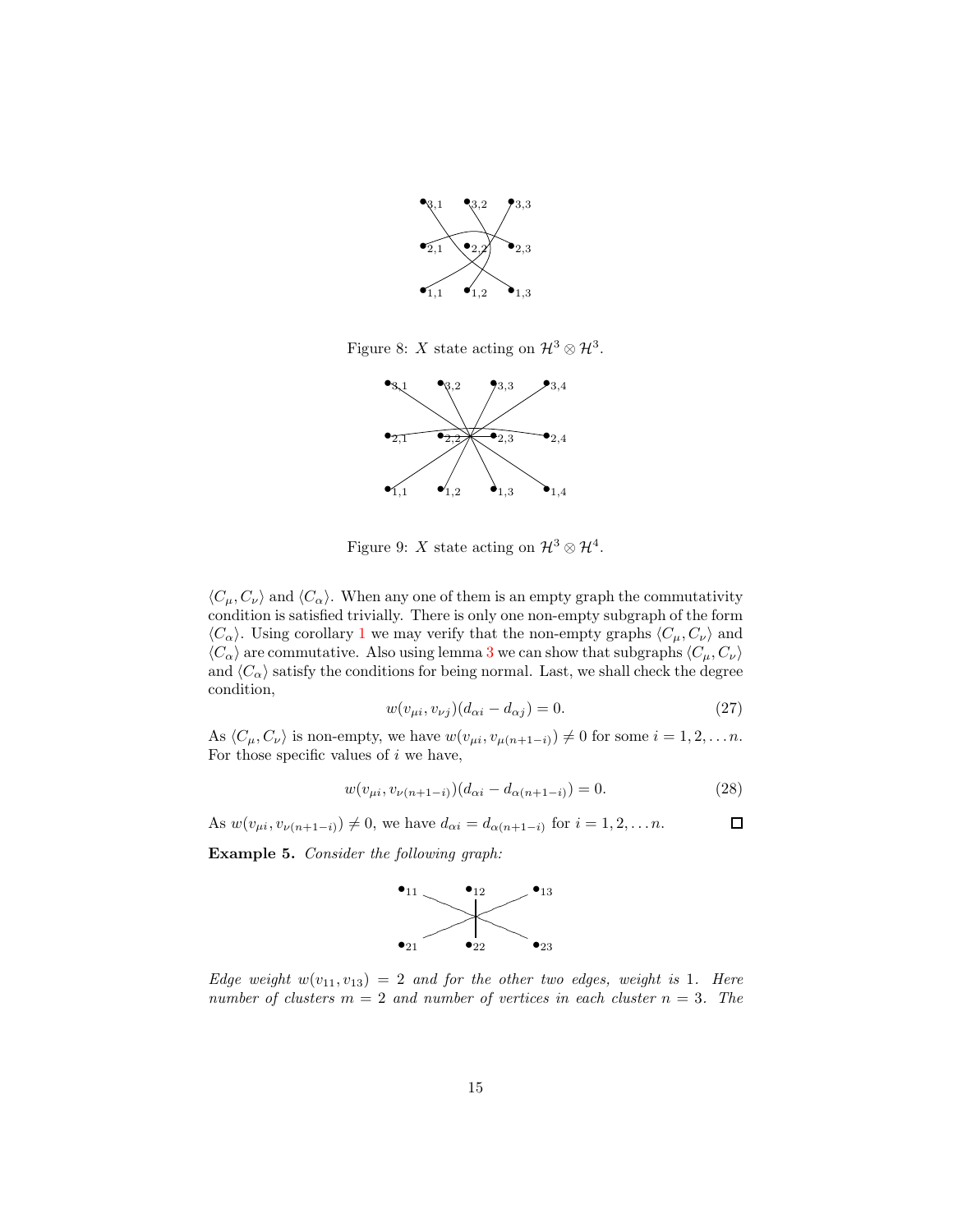Figure 8: $X$ state acting on $\mathcal{H}^3 \otimes \mathcal{H}^3$.

Figure 9: $X$ state acting on $\mathcal{H}^3 \otimes \mathcal{H}^4$.

$\langle C_\mu, C_\nu \rangle$ and $\langle C_\alpha \rangle$. When any one of them is an empty graph the commutativity condition is satisfied trivially. There is only one non-empty subgraph of the form $\langle C_\alpha \rangle$. Using corollary 1 we may verify that the non-empty graphs $\langle C_\mu, C_\nu \rangle$ and $\langle C_\alpha \rangle$ are commutative. Also using lemma 3 we can show that subgraphs $\langle C_\mu, C_\nu \rangle$ and $\langle C_\alpha \rangle$ satisfy the conditions for being normal. Last, we shall check the degree condition,

$$w(v_{\mu i}, v_{\nu j})(d_{\alpha i} - d_{\alpha j}) = 0. \tag{27}$$

As $\langle C_\mu, C_\nu \rangle$ is non-empty, we have $w(v_{\mu i}, v_{\mu (n+1-i)}) \neq 0$ for some $i = 1, 2, \dots n$. For those specific values of $i$ we have,

$$w(v_{\mu i}, v_{\nu (n+1-i)})(d_{\alpha i} - d_{\alpha (n+1-i)}) = 0. \tag{28}$$

As $w(v_{\mu i}, v_{\nu (n+1-i)}) \neq 0$, we have $d_{\alpha i} = d_{\alpha (n+1-i)}$ for $i = 1, 2, \dots n$. □

**Example 5.** *Consider the following graph:*

*Edge weight $w(v_{11}, v_{13}) = 2$ and for the other two edges, weight is 1. Here number of clusters $m = 2$ and number of vertices in each cluster $n = 3$. The*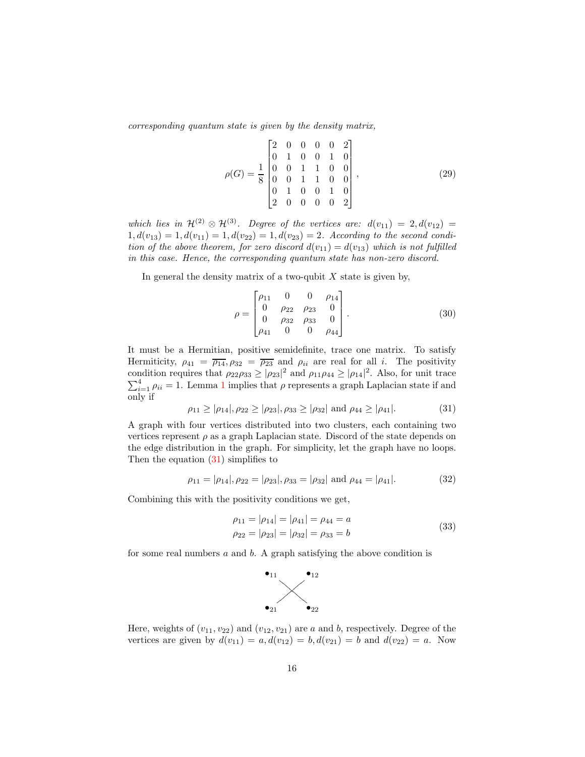*corresponding quantum state is given by the density matrix,*

$$\rho(G) = \frac{1}{8}\begin{bmatrix} 2 & 0 & 0 & 0 & 0 & 2 \\ 0 & 1 & 0 & 0 & 1 & 0 \\ 0 & 0 & 1 & 1 & 0 & 0 \\ 0 & 0 & 1 & 1 & 0 & 0 \\ 0 & 1 & 0 & 0 & 1 & 0 \\ 2 & 0 & 0 & 0 & 0 & 2 \end{bmatrix}, \tag{29}$$

*which lies in $\mathcal{H}^{(2)} \otimes \mathcal{H}^{(3)}$. Degree of the vertices are: $d(v_{11}) = 2, d(v_{12}) = 1, d(v_{13}) = 1, d(v_{11}) = 1, d(v_{22}) = 1, d(v_{23}) = 2$. According to the second condition of the above theorem, for zero discord $d(v_{11}) = d(v_{13})$ which is not fulfilled in this case. Hence, the corresponding quantum state has non-zero discord.*

In general the density matrix of a two-qubit $X$ state is given by,

$$\rho = \begin{bmatrix} \rho_{11} & 0 & 0 & \rho_{14} \\ 0 & \rho_{22} & \rho_{23} & 0 \\ 0 & \rho_{32} & \rho_{33} & 0 \\ \rho_{41} & 0 & 0 & \rho_{44} \end{bmatrix}. \tag{30}$$

It must be a Hermitian, positive semidefinite, trace one matrix. To satisfy Hermiticity, $\rho_{41} = \overline{\rho_{14}}, \rho_{32} = \overline{\rho_{23}}$ and $\rho_{ii}$ are real for all $i$. The positivity condition requires that $\rho_{22}\rho_{33} \geq |\rho_{23}|^2$ and $\rho_{11}\rho_{44} \geq |\rho_{14}|^2$. Also, for unit trace $\sum_{i=1}^{4} \rho_{ii} = 1$. Lemma 1 implies that $\rho$ represents a graph Laplacian state if and only if

$$\rho_{11} \geq |\rho_{14}|, \rho_{22} \geq |\rho_{23}|, \rho_{33} \geq |\rho_{32}| \text{ and } \rho_{44} \geq |\rho_{41}|. \tag{31}$$

A graph with four vertices distributed into two clusters, each containing two vertices represent $\rho$ as a graph Laplacian state. Discord of the state depends on the edge distribution in the graph. For simplicity, let the graph have no loops. Then the equation (31) simplifies to

$$\rho_{11} = |\rho_{14}|, \rho_{22} = |\rho_{23}|, \rho_{33} = |\rho_{32}| \text{ and } \rho_{44} = |\rho_{41}|. \tag{32}$$

Combining this with the positivity conditions we get,

$$\begin{aligned} \rho_{11} = |\rho_{14}| = |\rho_{41}| = \rho_{44} = a \\ \rho_{22} = |\rho_{23}| = |\rho_{32}| = \rho_{33} = b \end{aligned} \tag{33}$$

for some real numbers $a$ and $b$. A graph satisfying the above condition is

Here, weights of $(v_{11}, v_{22})$ and $(v_{12}, v_{21})$ are $a$ and $b$, respectively. Degree of the vertices are given by $d(v_{11}) = a, d(v_{12}) = b, d(v_{21}) = b$ and $d(v_{22}) = a$. Now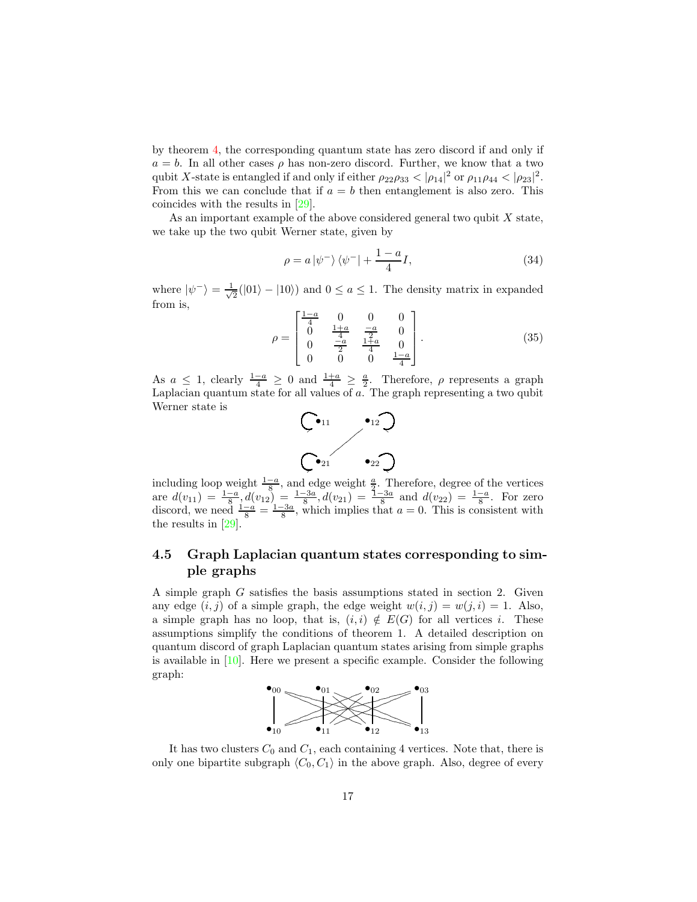by theorem 4, the corresponding quantum state has zero discord if and only if $a = b$. In all other cases $\rho$ has non-zero discord. Further, we know that a two qubit $X$-state is entangled if and only if either $\rho_{22}\rho_{33} < |\rho_{14}|^2$ or $\rho_{11}\rho_{44} < |\rho_{23}|^2$. From this we can conclude that if $a = b$ then entanglement is also zero. This coincides with the results in [29].

As an important example of the above considered general two qubit $X$ state, we take up the two qubit Werner state, given by

$$\rho = a\,|\psi^-\rangle\langle\psi^-| + \frac{1-a}{4}I, \tag{34}$$

where $|\psi^-\rangle = \frac{1}{\sqrt{2}}(|01\rangle - |10\rangle)$ and $0 \leq a \leq 1$. The density matrix in expanded from is,

$$\rho = \begin{bmatrix} \frac{1-a}{4} & 0 & 0 & 0 \\ 0 & \frac{1+a}{4} & \frac{-a}{2} & 0 \\ 0 & \frac{-a}{2} & \frac{1+a}{4} & 0 \\ 0 & 0 & 0 & \frac{1-a}{4} \end{bmatrix}. \tag{35}$$

As $a \leq 1$, clearly $\frac{1-a}{4} \geq 0$ and $\frac{1+a}{4} \geq \frac{a}{2}$. Therefore, $\rho$ represents a graph Laplacian quantum state for all values of $a$. The graph representing a two qubit Werner state is

including loop weight $\frac{1-a}{8}$, and edge weight $\frac{a}{2}$. Therefore, degree of the vertices are $d(v_{11}) = \frac{1-a}{8}, d(v_{12}) = \frac{1-3a}{8}, d(v_{21}) = \frac{1-3a}{8}$ and $d(v_{22}) = \frac{1-a}{8}$. For zero discord, we need $\frac{1-a}{8} = \frac{1-3a}{8}$, which implies that $a = 0$. This is consistent with the results in [29].

## 4.5 Graph Laplacian quantum states corresponding to simple graphs

A simple graph $G$ satisfies the basis assumptions stated in section 2. Given any edge $(i, j)$ of a simple graph, the edge weight $w(i, j) = w(j, i) = 1$. Also, a simple graph has no loop, that is, $(i, i) \notin E(G)$ for all vertices $i$. These assumptions simplify the conditions of theorem 1. A detailed description on quantum discord of graph Laplacian quantum states arising from simple graphs is available in [10]. Here we present a specific example. Consider the following graph:

It has two clusters $C_0$ and $C_1$, each containing 4 vertices. Note that, there is only one bipartite subgraph $\langle C_0, C_1\rangle$ in the above graph. Also, degree of every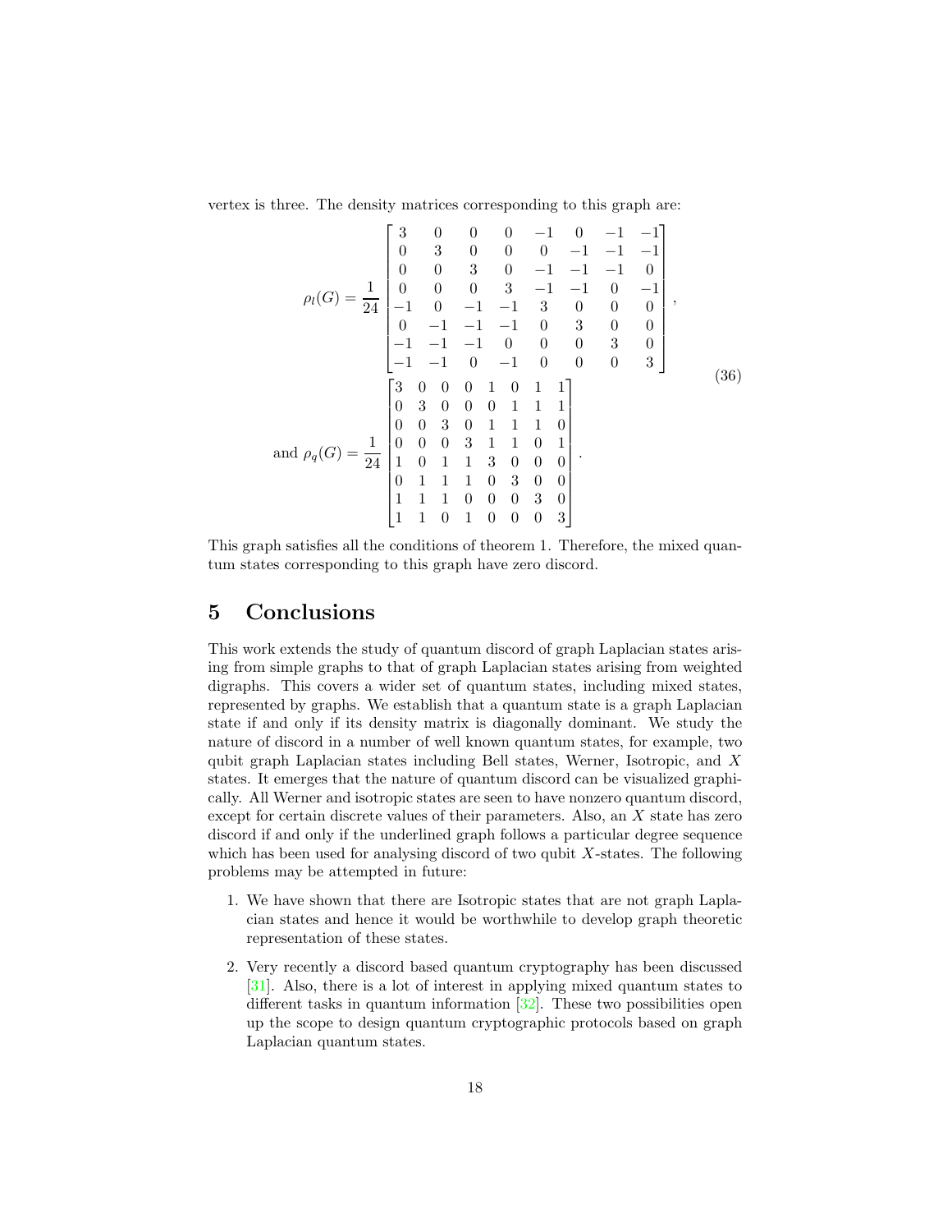vertex is three. The density matrices corresponding to this graph are:

$$
\rho_l(G) = \frac{1}{24}\begin{bmatrix} 3 & 0 & 0 & 0 & -1 & 0 & -1 & -1 \\ 0 & 3 & 0 & 0 & 0 & -1 & -1 & -1 \\ 0 & 0 & 3 & 0 & -1 & -1 & -1 & 0 \\ 0 & 0 & 0 & 3 & -1 & -1 & 0 & -1 \\ -1 & 0 & -1 & -1 & 3 & 0 & 0 & 0 \\ 0 & -1 & -1 & -1 & 0 & 3 & 0 & 0 \\ -1 & -1 & -1 & 0 & 0 & 0 & 3 & 0 \\ -1 & -1 & 0 & -1 & 0 & 0 & 0 & 3 \end{bmatrix},
$$

$$
\text{and } \rho_q(G) = \frac{1}{24}\begin{bmatrix} 3 & 0 & 0 & 0 & 1 & 0 & 1 & 1 \\ 0 & 3 & 0 & 0 & 0 & 1 & 1 & 1 \\ 0 & 0 & 3 & 0 & 1 & 1 & 1 & 0 \\ 0 & 0 & 0 & 3 & 1 & 1 & 0 & 1 \\ 1 & 0 & 1 & 1 & 3 & 0 & 0 & 0 \\ 0 & 1 & 1 & 1 & 0 & 3 & 0 & 0 \\ 1 & 1 & 1 & 0 & 0 & 0 & 3 & 0 \\ 1 & 1 & 0 & 1 & 0 & 0 & 0 & 3 \end{bmatrix}. \tag{36}
$$

This graph satisfies all the conditions of theorem 1. Therefore, the mixed quantum states corresponding to this graph have zero discord.

## 5 Conclusions

This work extends the study of quantum discord of graph Laplacian states arising from simple graphs to that of graph Laplacian states arising from weighted digraphs. This covers a wider set of quantum states, including mixed states, represented by graphs. We establish that a quantum state is a graph Laplacian state if and only if its density matrix is diagonally dominant. We study the nature of discord in a number of well known quantum states, for example, two qubit graph Laplacian states including Bell states, Werner, Isotropic, and $X$ states. It emerges that the nature of quantum discord can be visualized graphically. All Werner and isotropic states are seen to have nonzero quantum discord, except for certain discrete values of their parameters. Also, an $X$ state has zero discord if and only if the underlined graph follows a particular degree sequence which has been used for analysing discord of two qubit $X$-states. The following problems may be attempted in future:

1. We have shown that there are Isotropic states that are not graph Laplacian states and hence it would be worthwhile to develop graph theoretic representation of these states.
2. Very recently a discord based quantum cryptography has been discussed [31]. Also, there is a lot of interest in applying mixed quantum states to different tasks in quantum information [32]. These two possibilities open up the scope to design quantum cryptographic protocols based on graph Laplacian quantum states.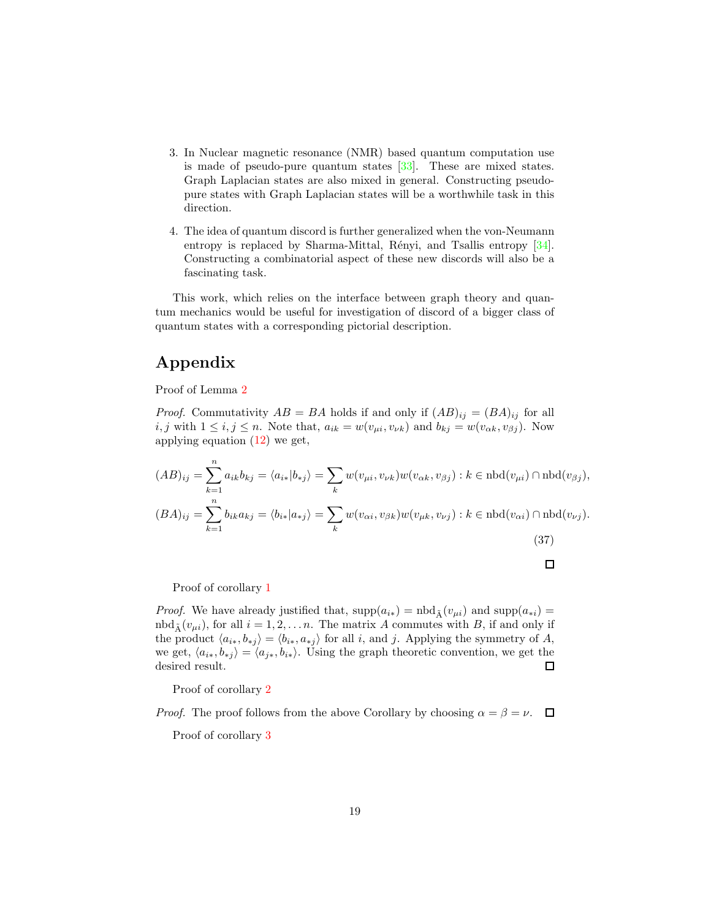3. In Nuclear magnetic resonance (NMR) based quantum computation use is made of pseudo-pure quantum states [33]. These are mixed states. Graph Laplacian states are also mixed in general. Constructing pseudo-pure states with Graph Laplacian states will be a worthwhile task in this direction.

4. The idea of quantum discord is further generalized when the von-Neumann entropy is replaced by Sharma-Mittal, Rényi, and Tsallis entropy [34]. Constructing a combinatorial aspect of these new discords will also be a fascinating task.

This work, which relies on the interface between graph theory and quantum mechanics would be useful for investigation of discord of a bigger class of quantum states with a corresponding pictorial description.

## Appendix

Proof of Lemma 2

*Proof.* Commutativity $AB = BA$ holds if and only if $(AB)_{ij} = (BA)_{ij}$ for all $i, j$ with $1 \leq i, j \leq n$. Note that, $a_{ik} = w(v_{\mu i}, v_{\nu k})$ and $b_{kj} = w(v_{\alpha k}, v_{\beta j})$. Now applying equation (12) we get,

$$
\begin{aligned}
(AB)_{ij} &= \sum_{k=1}^{n} a_{ik} b_{kj} = \langle a_{i*} | b_{*j} \rangle = \sum_{k} w(v_{\mu i}, v_{\nu k}) w(v_{\alpha k}, v_{\beta j}) : k \in \text{nbd}(v_{\mu i}) \cap \text{nbd}(v_{\beta j}), \\
(BA)_{ij} &= \sum_{k=1}^{n} b_{ik} a_{kj} = \langle b_{i*} | a_{*j} \rangle = \sum_{k} w(v_{\alpha i}, v_{\beta k}) w(v_{\mu k}, v_{\nu j}) : k \in \text{nbd}(v_{\alpha i}) \cap \text{nbd}(v_{\nu j}).
\end{aligned}
\tag{37}
$$

□

Proof of corollary 1

*Proof.* We have already justified that, $\text{supp}(a_{i*}) = \text{nbd}_{\tilde{A}}(v_{\mu i})$ and $\text{supp}(a_{*i}) = \text{nbd}_{\tilde{A}}(v_{\mu i})$, for all $i = 1, 2, \dots n$. The matrix $A$ commutes with $B$, if and only if the product $\langle a_{i*}, b_{*j} \rangle = \langle b_{i*}, a_{*j} \rangle$ for all $i$, and $j$. Applying the symmetry of $A$, we get, $\langle a_{i*}, b_{*j} \rangle = \langle a_{j*}, b_{i*} \rangle$. Using the graph theoretic convention, we get the desired result. □

Proof of corollary 2

*Proof.* The proof follows from the above Corollary by choosing $\alpha = \beta = \nu$. □

Proof of corollary 3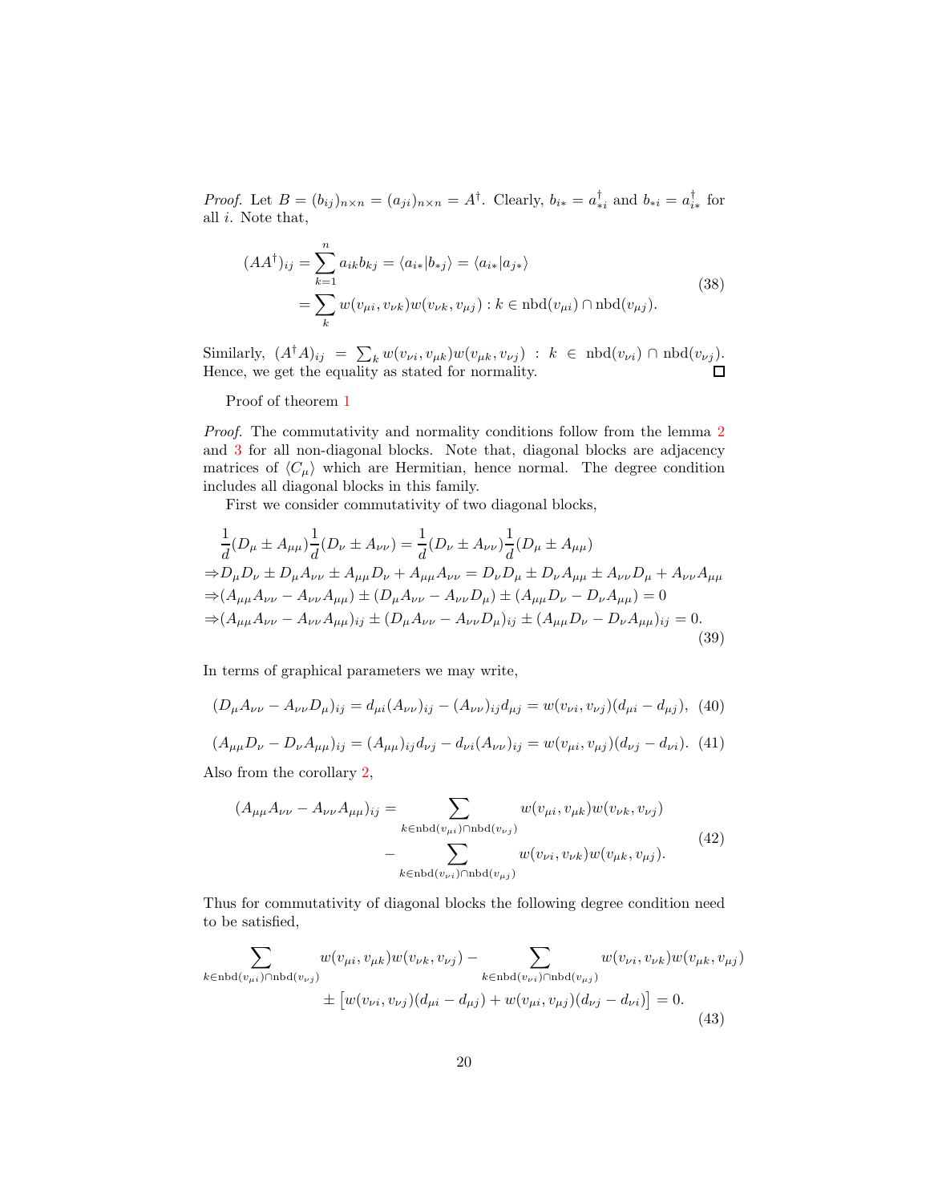*Proof.* Let $B = (b_{ij})_{n\times n} = (a_{ji})_{n\times n} = A^\dagger$. Clearly, $b_{i*} = a^\dagger_{*i}$ and $b_{*i} = a^\dagger_{i*}$ for all $i$. Note that,

$$
\begin{aligned}
(AA^\dagger)_{ij} &= \sum_{k=1}^{n} a_{ik} b_{kj} = \langle a_{i*} | b_{*j} \rangle = \langle a_{i*} | a_{j*} \rangle \\
&= \sum_{k} w(v_{\mu i}, v_{\nu k}) w(v_{\nu k}, v_{\mu j}) : k \in \mathrm{nbd}(v_{\mu i}) \cap \mathrm{nbd}(v_{\mu j}).
\end{aligned} \tag{38}
$$

Similarly, $(A^\dagger A)_{ij} = \sum_k w(v_{\nu i}, v_{\mu k}) w(v_{\mu k}, v_{\nu j}) : k \in \mathrm{nbd}(v_{\nu i}) \cap \mathrm{nbd}(v_{\nu j})$. Hence, we get the equality as stated for normality. □

Proof of theorem 1

*Proof.* The commutativity and normality conditions follow from the lemma 2 and 3 for all non-diagonal blocks. Note that, diagonal blocks are adjacency matrices of $\langle C_\mu \rangle$ which are Hermitian, hence normal. The degree condition includes all diagonal blocks in this family.

First we consider commutativity of two diagonal blocks,

$$
\begin{aligned}
&\frac{1}{d}(D_\mu \pm A_{\mu\mu})\frac{1}{d}(D_\nu \pm A_{\nu\nu}) = \frac{1}{d}(D_\nu \pm A_{\nu\nu})\frac{1}{d}(D_\mu \pm A_{\mu\mu}) \\
\Rightarrow &D_\mu D_\nu \pm D_\mu A_{\nu\nu} \pm A_{\mu\mu} D_\nu + A_{\mu\mu} A_{\nu\nu} = D_\nu D_\mu \pm D_\nu A_{\mu\mu} \pm A_{\nu\nu} D_\mu + A_{\nu\nu} A_{\mu\mu} \\
\Rightarrow &(A_{\mu\mu} A_{\nu\nu} - A_{\nu\nu} A_{\mu\mu}) \pm (D_\mu A_{\nu\nu} - A_{\nu\nu} D_\mu) \pm (A_{\mu\mu} D_\nu - D_\nu A_{\mu\mu}) = 0 \\
\Rightarrow &(A_{\mu\mu} A_{\nu\nu} - A_{\nu\nu} A_{\mu\mu})_{ij} \pm (D_\mu A_{\nu\nu} - A_{\nu\nu} D_\mu)_{ij} \pm (A_{\mu\mu} D_\nu - D_\nu A_{\mu\mu})_{ij} = 0.
\end{aligned} \tag{39}
$$

In terms of graphical parameters we may write,

$$
(D_\mu A_{\nu\nu} - A_{\nu\nu} D_\mu)_{ij} = d_{\mu i} (A_{\nu\nu})_{ij} - (A_{\nu\nu})_{ij} d_{\mu j} = w(v_{\nu i}, v_{\nu j})(d_{\mu i} - d_{\mu j}), \tag{40}
$$

$$
(A_{\mu\mu} D_\nu - D_\nu A_{\mu\mu})_{ij} = (A_{\mu\mu})_{ij} d_{\nu j} - d_{\nu i} (A_{\nu\nu})_{ij} = w(v_{\mu i}, v_{\mu j})(d_{\nu j} - d_{\nu i}). \tag{41}
$$

Also from the corollary 2,

$$
\begin{aligned}
(A_{\mu\mu} A_{\nu\nu} - A_{\nu\nu} A_{\mu\mu})_{ij} = &\sum_{k \in \mathrm{nbd}(v_{\mu i}) \cap \mathrm{nbd}(v_{\nu j})} w(v_{\mu i}, v_{\mu k}) w(v_{\nu k}, v_{\nu j}) \\
&- \sum_{k \in \mathrm{nbd}(v_{\nu i}) \cap \mathrm{nbd}(v_{\mu j})} w(v_{\nu i}, v_{\nu k}) w(v_{\mu k}, v_{\mu j}).
\end{aligned} \tag{42}
$$

Thus for commutativity of diagonal blocks the following degree condition need to be satisfied,

$$
\begin{aligned}
\sum_{k \in \mathrm{nbd}(v_{\mu i}) \cap \mathrm{nbd}(v_{\nu j})} w(v_{\mu i}, v_{\mu k}) w(v_{\nu k}, v_{\nu j}) - \sum_{k \in \mathrm{nbd}(v_{\nu i}) \cap \mathrm{nbd}(v_{\mu j})} w(v_{\nu i}, v_{\nu k}) w(v_{\mu k}, v_{\mu j}) \\
\pm \left[ w(v_{\nu i}, v_{\nu j})(d_{\mu i} - d_{\mu j}) + w(v_{\mu i}, v_{\mu j})(d_{\nu j} - d_{\nu i}) \right] = 0.
\end{aligned} \tag{43}
$$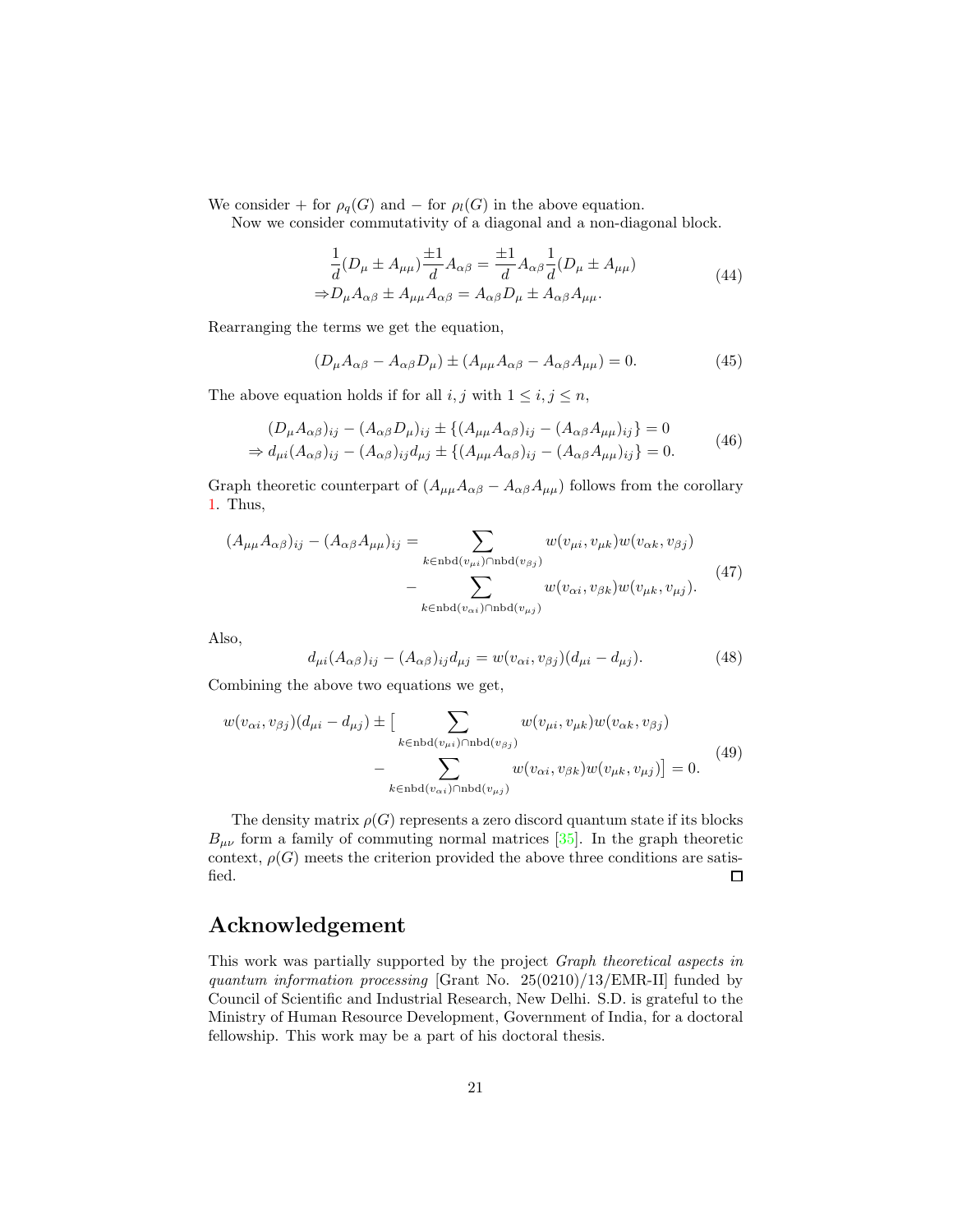We consider $+$ for $\rho_q(G)$ and $-$ for $\rho_l(G)$ in the above equation.

Now we consider commutativity of a diagonal and a non-diagonal block.

$$
\begin{aligned}
&\frac{1}{d}(D_\mu \pm A_{\mu\mu})\frac{\pm 1}{d}A_{\alpha\beta} = \frac{\pm 1}{d}A_{\alpha\beta}\frac{1}{d}(D_\mu \pm A_{\mu\mu}) \\
\Rightarrow & D_\mu A_{\alpha\beta} \pm A_{\mu\mu}A_{\alpha\beta} = A_{\alpha\beta}D_\mu \pm A_{\alpha\beta}A_{\mu\mu}.
\end{aligned}
\tag{44}
$$

Rearranging the terms we get the equation,

$$
(D_\mu A_{\alpha\beta} - A_{\alpha\beta}D_\mu) \pm (A_{\mu\mu}A_{\alpha\beta} - A_{\alpha\beta}A_{\mu\mu}) = 0. \tag{45}
$$

The above equation holds if for all $i, j$ with $1 \leq i, j \leq n$,

$$
\begin{aligned}
&(D_\mu A_{\alpha\beta})_{ij} - (A_{\alpha\beta}D_\mu)_{ij} \pm \{(A_{\mu\mu}A_{\alpha\beta})_{ij} - (A_{\alpha\beta}A_{\mu\mu})_{ij}\} = 0 \\
\Rightarrow\ & d_{\mu i}(A_{\alpha\beta})_{ij} - (A_{\alpha\beta})_{ij}d_{\mu j} \pm \{(A_{\mu\mu}A_{\alpha\beta})_{ij} - (A_{\alpha\beta}A_{\mu\mu})_{ij}\} = 0.
\end{aligned}
\tag{46}
$$

Graph theoretic counterpart of $(A_{\mu\mu}A_{\alpha\beta} - A_{\alpha\beta}A_{\mu\mu})$ follows from the corollary 1. Thus,

$$
\begin{aligned}
(A_{\mu\mu}A_{\alpha\beta})_{ij} - (A_{\alpha\beta}A_{\mu\mu})_{ij} = &\sum_{k \in \mathrm{nbd}(v_{\mu i}) \cap \mathrm{nbd}(v_{\beta j})} w(v_{\mu i}, v_{\mu k})w(v_{\alpha k}, v_{\beta j}) \\
&- \sum_{k \in \mathrm{nbd}(v_{\alpha i}) \cap \mathrm{nbd}(v_{\mu j})} w(v_{\alpha i}, v_{\beta k})w(v_{\mu k}, v_{\mu j}).
\end{aligned}
\tag{47}
$$

Also,

$$
d_{\mu i}(A_{\alpha\beta})_{ij} - (A_{\alpha\beta})_{ij}d_{\mu j} = w(v_{\alpha i}, v_{\beta j})(d_{\mu i} - d_{\mu j}). \tag{48}
$$

Combining the above two equations we get,

$$
\begin{aligned}
w(v_{\alpha i}, v_{\beta j})(d_{\mu i} - d_{\mu j}) \pm \Big[ &\sum_{k \in \mathrm{nbd}(v_{\mu i}) \cap \mathrm{nbd}(v_{\beta j})} w(v_{\mu i}, v_{\mu k})w(v_{\alpha k}, v_{\beta j}) \\
&- \sum_{k \in \mathrm{nbd}(v_{\alpha i}) \cap \mathrm{nbd}(v_{\mu j})} w(v_{\alpha i}, v_{\beta k})w(v_{\mu k}, v_{\mu j}) \Big] = 0.
\end{aligned}
\tag{49}
$$

The density matrix $\rho(G)$ represents a zero discord quantum state if its blocks $B_{\mu\nu}$ form a family of commuting normal matrices [35]. In the graph theoretic context, $\rho(G)$ meets the criterion provided the above three conditions are satisfied. □

## Acknowledgement

This work was partially supported by the project *Graph theoretical aspects in quantum information processing* [Grant No. 25(0210)/13/EMR-II] funded by Council of Scientific and Industrial Research, New Delhi. S.D. is grateful to the Ministry of Human Resource Development, Government of India, for a doctoral fellowship. This work may be a part of his doctoral thesis.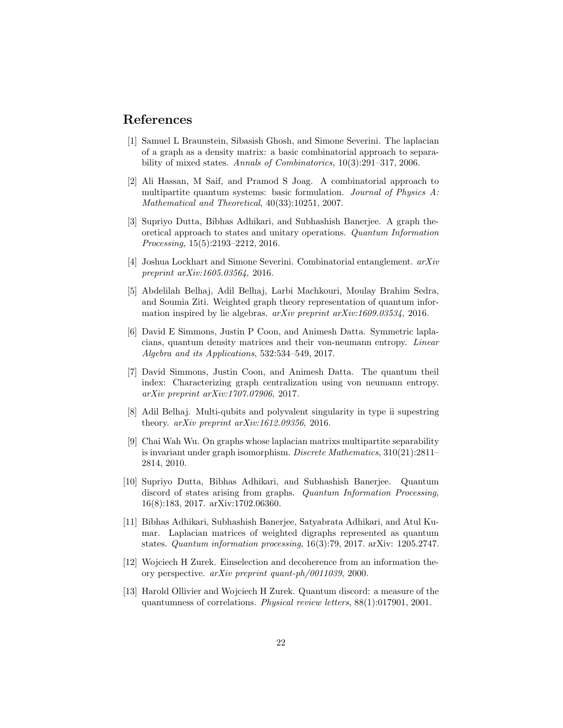## References

[1] Samuel L Braunstein, Sibasish Ghosh, and Simone Severini. The laplacian of a graph as a density matrix: a basic combinatorial approach to separability of mixed states. *Annals of Combinatorics*, 10(3):291–317, 2006.

[2] Ali Hassan, M Saif, and Pramod S Joag. A combinatorial approach to multipartite quantum systems: basic formulation. *Journal of Physics A: Mathematical and Theoretical*, 40(33):10251, 2007.

[3] Supriyo Dutta, Bibhas Adhikari, and Subhashish Banerjee. A graph theoretical approach to states and unitary operations. *Quantum Information Processing*, 15(5):2193–2212, 2016.

[4] Joshua Lockhart and Simone Severini. Combinatorial entanglement. *arXiv preprint arXiv:1605.03564*, 2016.

[5] Abdelilah Belhaj, Adil Belhaj, Larbi Machkouri, Moulay Brahim Sedra, and Soumia Ziti. Weighted graph theory representation of quantum information inspired by lie algebras. *arXiv preprint arXiv:1609.03534*, 2016.

[6] David E Simmons, Justin P Coon, and Animesh Datta. Symmetric laplacians, quantum density matrices and their von-neumann entropy. *Linear Algebra and its Applications*, 532:534–549, 2017.

[7] David Simmons, Justin Coon, and Animesh Datta. The quantum theil index: Characterizing graph centralization using von neumann entropy. *arXiv preprint arXiv:1707.07906*, 2017.

[8] Adil Belhaj. Multi-qubits and polyvalent singularity in type ii supestring theory. *arXiv preprint arXiv:1612.09356*, 2016.

[9] Chai Wah Wu. On graphs whose laplacian matrixs multipartite separability is invariant under graph isomorphism. *Discrete Mathematics*, 310(21):2811–2814, 2010.

[10] Supriyo Dutta, Bibhas Adhikari, and Subhashish Banerjee. Quantum discord of states arising from graphs. *Quantum Information Processing*, 16(8):183, 2017. arXiv:1702.06360.

[11] Bibhas Adhikari, Subhashish Banerjee, Satyabrata Adhikari, and Atul Kumar. Laplacian matrices of weighted digraphs represented as quantum states. *Quantum information processing*, 16(3):79, 2017. arXiv: 1205.2747.

[12] Wojciech H Zurek. Einselection and decoherence from an information theory perspective. *arXiv preprint quant-ph/0011039*, 2000.

[13] Harold Ollivier and Wojciech H Zurek. Quantum discord: a measure of the quantumness of correlations. *Physical review letters*, 88(1):017901, 2001.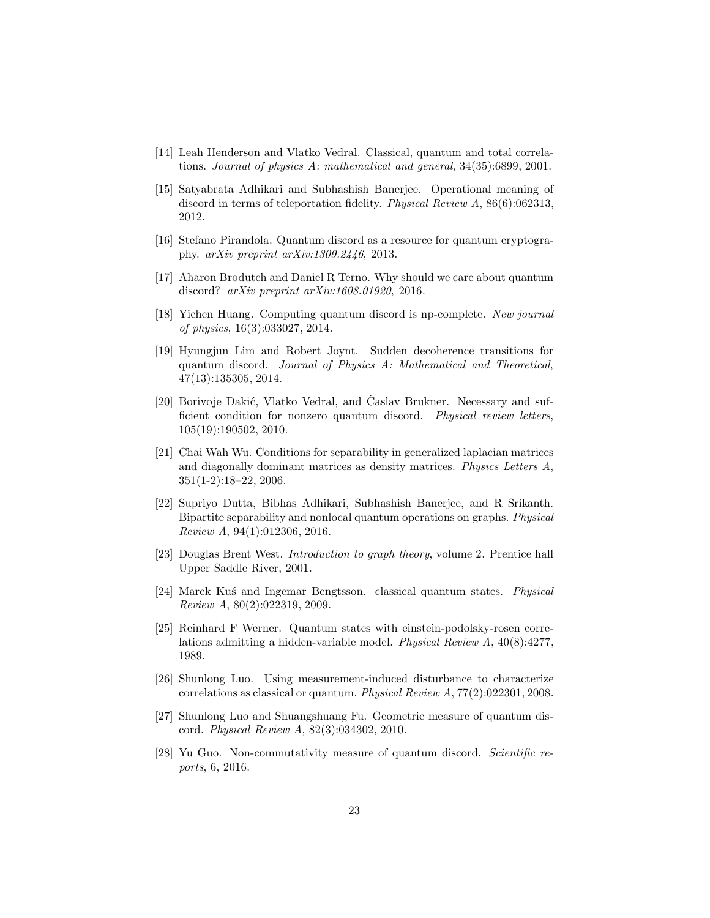[14] Leah Henderson and Vlatko Vedral. Classical, quantum and total correlations. *Journal of physics A: mathematical and general*, 34(35):6899, 2001.

[15] Satyabrata Adhikari and Subhashish Banerjee. Operational meaning of discord in terms of teleportation fidelity. *Physical Review A*, 86(6):062313, 2012.

[16] Stefano Pirandola. Quantum discord as a resource for quantum cryptography. *arXiv preprint arXiv:1309.2446*, 2013.

[17] Aharon Brodutch and Daniel R Terno. Why should we care about quantum discord? *arXiv preprint arXiv:1608.01920*, 2016.

[18] Yichen Huang. Computing quantum discord is np-complete. *New journal of physics*, 16(3):033027, 2014.

[19] Hyungjun Lim and Robert Joynt. Sudden decoherence transitions for quantum discord. *Journal of Physics A: Mathematical and Theoretical*, 47(13):135305, 2014.

[20] Borivoje Dakić, Vlatko Vedral, and Časlav Brukner. Necessary and sufficient condition for nonzero quantum discord. *Physical review letters*, 105(19):190502, 2010.

[21] Chai Wah Wu. Conditions for separability in generalized laplacian matrices and diagonally dominant matrices as density matrices. *Physics Letters A*, 351(1-2):18–22, 2006.

[22] Supriyo Dutta, Bibhas Adhikari, Subhashish Banerjee, and R Srikanth. Bipartite separability and nonlocal quantum operations on graphs. *Physical Review A*, 94(1):012306, 2016.

[23] Douglas Brent West. *Introduction to graph theory*, volume 2. Prentice hall Upper Saddle River, 2001.

[24] Marek Kuś and Ingemar Bengtsson. classical quantum states. *Physical Review A*, 80(2):022319, 2009.

[25] Reinhard F Werner. Quantum states with einstein-podolsky-rosen correlations admitting a hidden-variable model. *Physical Review A*, 40(8):4277, 1989.

[26] Shunlong Luo. Using measurement-induced disturbance to characterize correlations as classical or quantum. *Physical Review A*, 77(2):022301, 2008.

[27] Shunlong Luo and Shuangshuang Fu. Geometric measure of quantum discord. *Physical Review A*, 82(3):034302, 2010.

[28] Yu Guo. Non-commutativity measure of quantum discord. *Scientific reports*, 6, 2016.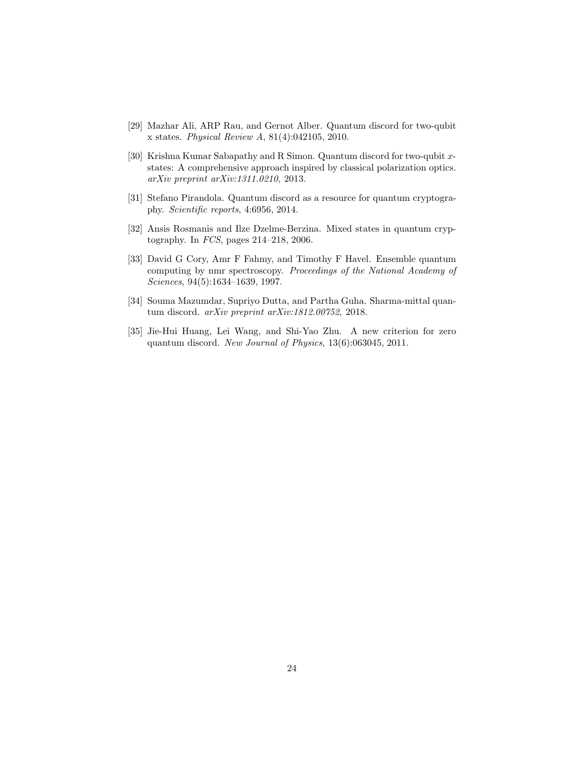[29] Mazhar Ali, ARP Rau, and Gernot Alber. Quantum discord for two-qubit x states. *Physical Review A*, 81(4):042105, 2010.

[30] Krishna Kumar Sabapathy and R Simon. Quantum discord for two-qubit $x$-states: A comprehensive approach inspired by classical polarization optics. *arXiv preprint arXiv:1311.0210*, 2013.

[31] Stefano Pirandola. Quantum discord as a resource for quantum cryptography. *Scientific reports*, 4:6956, 2014.

[32] Ansis Rosmanis and Ilze Dzelme-Berzina. Mixed states in quantum cryptography. In *FCS*, pages 214–218, 2006.

[33] David G Cory, Amr F Fahmy, and Timothy F Havel. Ensemble quantum computing by nmr spectroscopy. *Proceedings of the National Academy of Sciences*, 94(5):1634–1639, 1997.

[34] Souma Mazumdar, Supriyo Dutta, and Partha Guha. Sharma-mittal quantum discord. *arXiv preprint arXiv:1812.00752*, 2018.

[35] Jie-Hui Huang, Lei Wang, and Shi-Yao Zhu. A new criterion for zero quantum discord. *New Journal of Physics*, 13(6):063045, 2011.